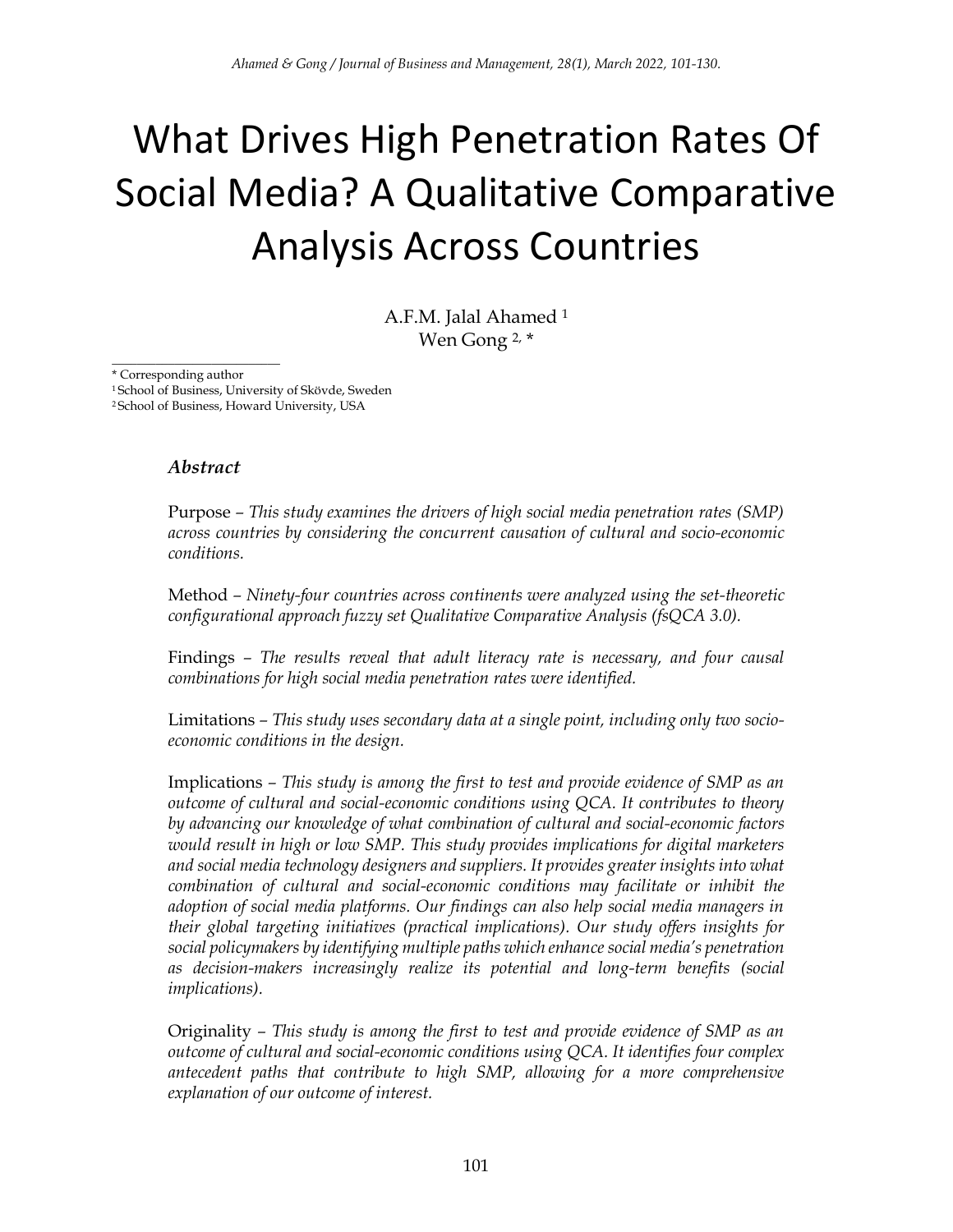# What Drives High Penetration Rates Of Social Media? A Qualitative Comparative Analysis Across Countries

A.F.M. Jalal Ahamed [1]
Wen Gong [2,*]

\* Corresponding author
[1] School of Business, University of Skövde, Sweden
[2] School of Business, Howard University, USA

### *Abstract*

Purpose – *This study examines the drivers of high social media penetration rates (SMP) across countries by considering the concurrent causation of cultural and socio-economic conditions.*

Method – *Ninety-four countries across continents were analyzed using the set-theoretic configurational approach fuzzy set Qualitative Comparative Analysis (fsQCA 3.0).*

Findings – *The results reveal that adult literacy rate is necessary, and four causal combinations for high social media penetration rates were identified.*

Limitations – *This study uses secondary data at a single point, including only two socio-economic conditions in the design.*

Implications – *This study is among the first to test and provide evidence of SMP as an outcome of cultural and social-economic conditions using QCA. It contributes to theory by advancing our knowledge of what combination of cultural and social-economic factors would result in high or low SMP. This study provides implications for digital marketers and social media technology designers and suppliers. It provides greater insights into what combination of cultural and social-economic conditions may facilitate or inhibit the adoption of social media platforms. Our findings can also help social media managers in their global targeting initiatives (practical implications). Our study offers insights for social policymakers by identifying multiple paths which enhance social media's penetration as decision-makers increasingly realize its potential and long-term benefits (social implications).*

Originality – *This study is among the first to test and provide evidence of SMP as an outcome of cultural and social-economic conditions using QCA. It identifies four complex antecedent paths that contribute to high SMP, allowing for a more comprehensive explanation of our outcome of interest.*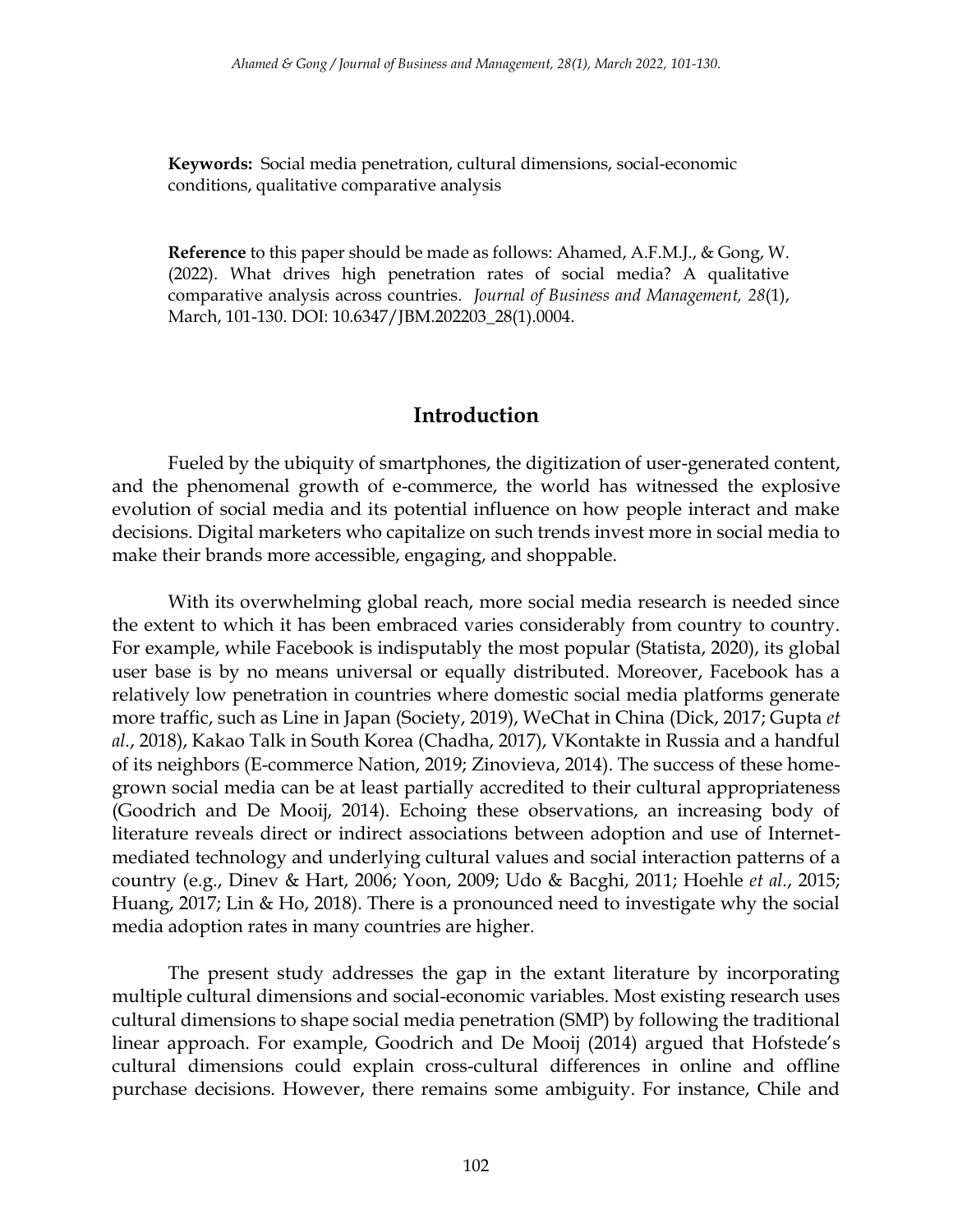**Keywords:** Social media penetration, cultural dimensions, social-economic conditions, qualitative comparative analysis

**Reference** to this paper should be made as follows: Ahamed, A.F.M.J., & Gong, W. (2022). What drives high penetration rates of social media? A qualitative comparative analysis across countries. *Journal of Business and Management, 28*(1), March, 101-130. DOI: 10.6347/JBM.202203_28(1).0004.

## Introduction

Fueled by the ubiquity of smartphones, the digitization of user-generated content, and the phenomenal growth of e-commerce, the world has witnessed the explosive evolution of social media and its potential influence on how people interact and make decisions. Digital marketers who capitalize on such trends invest more in social media to make their brands more accessible, engaging, and shoppable.

With its overwhelming global reach, more social media research is needed since the extent to which it has been embraced varies considerably from country to country. For example, while Facebook is indisputably the most popular (Statista, 2020), its global user base is by no means universal or equally distributed. Moreover, Facebook has a relatively low penetration in countries where domestic social media platforms generate more traffic, such as Line in Japan (Society, 2019), WeChat in China (Dick, 2017; Gupta *et al.*, 2018), Kakao Talk in South Korea (Chadha, 2017), VKontakte in Russia and a handful of its neighbors (E-commerce Nation, 2019; Zinovieva, 2014). The success of these home-grown social media can be at least partially accredited to their cultural appropriateness (Goodrich and De Mooij, 2014). Echoing these observations, an increasing body of literature reveals direct or indirect associations between adoption and use of Internet-mediated technology and underlying cultural values and social interaction patterns of a country (e.g., Dinev & Hart, 2006; Yoon, 2009; Udo & Bacghi, 2011; Hoehle *et al.*, 2015; Huang, 2017; Lin & Ho, 2018). There is a pronounced need to investigate why the social media adoption rates in many countries are higher.

The present study addresses the gap in the extant literature by incorporating multiple cultural dimensions and social-economic variables. Most existing research uses cultural dimensions to shape social media penetration (SMP) by following the traditional linear approach. For example, Goodrich and De Mooij (2014) argued that Hofstede's cultural dimensions could explain cross-cultural differences in online and offline purchase decisions. However, there remains some ambiguity. For instance, Chile and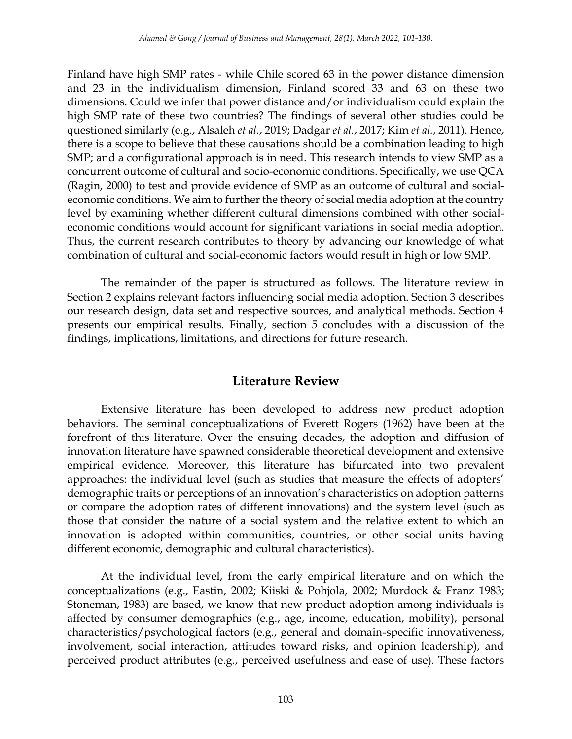Finland have high SMP rates - while Chile scored 63 in the power distance dimension and 23 in the individualism dimension, Finland scored 33 and 63 on these two dimensions. Could we infer that power distance and/or individualism could explain the high SMP rate of these two countries? The findings of several other studies could be questioned similarly (e.g., Alsaleh *et al.*, 2019; Dadgar *et al.*, 2017; Kim *et al.*, 2011). Hence, there is a scope to believe that these causations should be a combination leading to high SMP; and a configurational approach is in need. This research intends to view SMP as a concurrent outcome of cultural and socio-economic conditions. Specifically, we use QCA (Ragin, 2000) to test and provide evidence of SMP as an outcome of cultural and social-economic conditions. We aim to further the theory of social media adoption at the country level by examining whether different cultural dimensions combined with other social-economic conditions would account for significant variations in social media adoption. Thus, the current research contributes to theory by advancing our knowledge of what combination of cultural and social-economic factors would result in high or low SMP.

The remainder of the paper is structured as follows. The literature review in Section 2 explains relevant factors influencing social media adoption. Section 3 describes our research design, data set and respective sources, and analytical methods. Section 4 presents our empirical results. Finally, section 5 concludes with a discussion of the findings, implications, limitations, and directions for future research.

## Literature Review

Extensive literature has been developed to address new product adoption behaviors. The seminal conceptualizations of Everett Rogers (1962) have been at the forefront of this literature. Over the ensuing decades, the adoption and diffusion of innovation literature have spawned considerable theoretical development and extensive empirical evidence. Moreover, this literature has bifurcated into two prevalent approaches: the individual level (such as studies that measure the effects of adopters' demographic traits or perceptions of an innovation's characteristics on adoption patterns or compare the adoption rates of different innovations) and the system level (such as those that consider the nature of a social system and the relative extent to which an innovation is adopted within communities, countries, or other social units having different economic, demographic and cultural characteristics).

At the individual level, from the early empirical literature and on which the conceptualizations (e.g., Eastin, 2002; Kiiski & Pohjola, 2002; Murdock & Franz 1983; Stoneman, 1983) are based, we know that new product adoption among individuals is affected by consumer demographics (e.g., age, income, education, mobility), personal characteristics/psychological factors (e.g., general and domain-specific innovativeness, involvement, social interaction, attitudes toward risks, and opinion leadership), and perceived product attributes (e.g., perceived usefulness and ease of use). These factors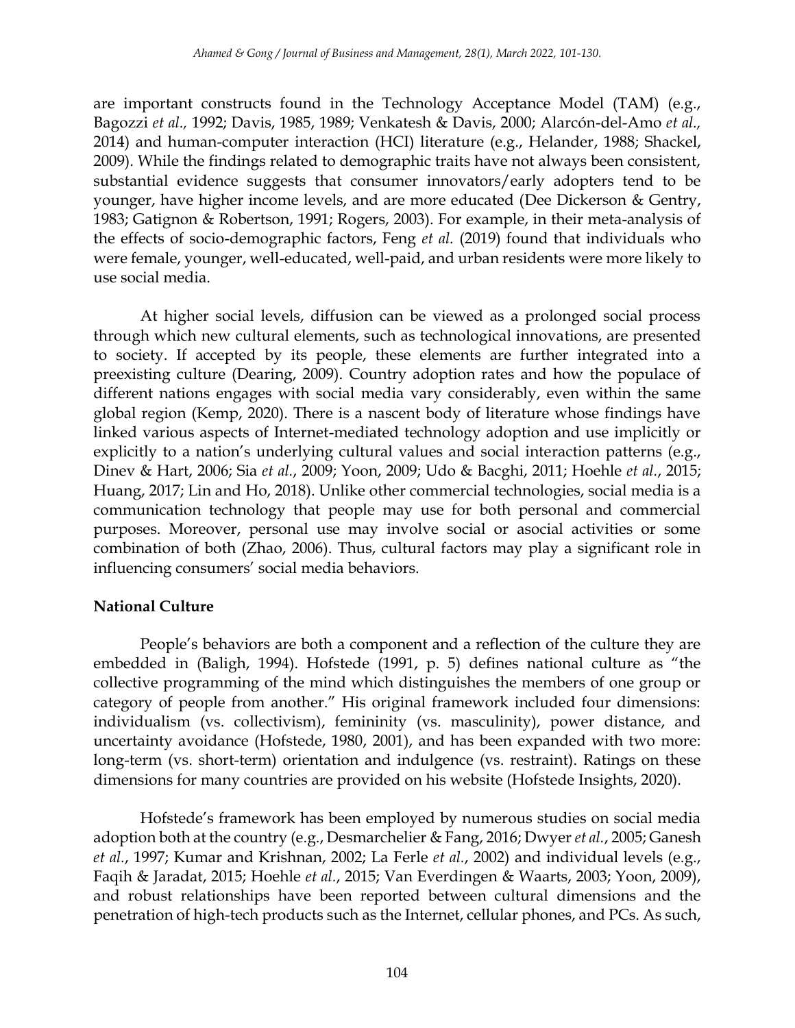are important constructs found in the Technology Acceptance Model (TAM) (e.g., Bagozzi *et al.,* 1992; Davis, 1985, 1989; Venkatesh & Davis, 2000; Alarcón-del-Amo *et al.,* 2014) and human-computer interaction (HCI) literature (e.g., Helander, 1988; Shackel, 2009). While the findings related to demographic traits have not always been consistent, substantial evidence suggests that consumer innovators/early adopters tend to be younger, have higher income levels, and are more educated (Dee Dickerson & Gentry, 1983; Gatignon & Robertson, 1991; Rogers, 2003). For example, in their meta-analysis of the effects of socio-demographic factors, Feng *et al.* (2019) found that individuals who were female, younger, well-educated, well-paid, and urban residents were more likely to use social media.

At higher social levels, diffusion can be viewed as a prolonged social process through which new cultural elements, such as technological innovations, are presented to society. If accepted by its people, these elements are further integrated into a preexisting culture (Dearing, 2009). Country adoption rates and how the populace of different nations engages with social media vary considerably, even within the same global region (Kemp, 2020). There is a nascent body of literature whose findings have linked various aspects of Internet-mediated technology adoption and use implicitly or explicitly to a nation's underlying cultural values and social interaction patterns (e.g., Dinev & Hart, 2006; Sia *et al.*, 2009; Yoon, 2009; Udo & Bacghi, 2011; Hoehle *et al.*, 2015; Huang, 2017; Lin and Ho, 2018). Unlike other commercial technologies, social media is a communication technology that people may use for both personal and commercial purposes. Moreover, personal use may involve social or asocial activities or some combination of both (Zhao, 2006). Thus, cultural factors may play a significant role in influencing consumers' social media behaviors.

## National Culture

People's behaviors are both a component and a reflection of the culture they are embedded in (Baligh, 1994). Hofstede (1991, p. 5) defines national culture as "the collective programming of the mind which distinguishes the members of one group or category of people from another." His original framework included four dimensions: individualism (vs. collectivism), femininity (vs. masculinity), power distance, and uncertainty avoidance (Hofstede, 1980, 2001), and has been expanded with two more: long-term (vs. short-term) orientation and indulgence (vs. restraint). Ratings on these dimensions for many countries are provided on his website (Hofstede Insights, 2020).

Hofstede's framework has been employed by numerous studies on social media adoption both at the country (e.g., Desmarchelier & Fang, 2016; Dwyer *et al.*, 2005; Ganesh *et al.*, 1997; Kumar and Krishnan, 2002; La Ferle *et al.*, 2002) and individual levels (e.g., Faqih & Jaradat, 2015; Hoehle *et al.*, 2015; Van Everdingen & Waarts, 2003; Yoon, 2009), and robust relationships have been reported between cultural dimensions and the penetration of high-tech products such as the Internet, cellular phones, and PCs. As such,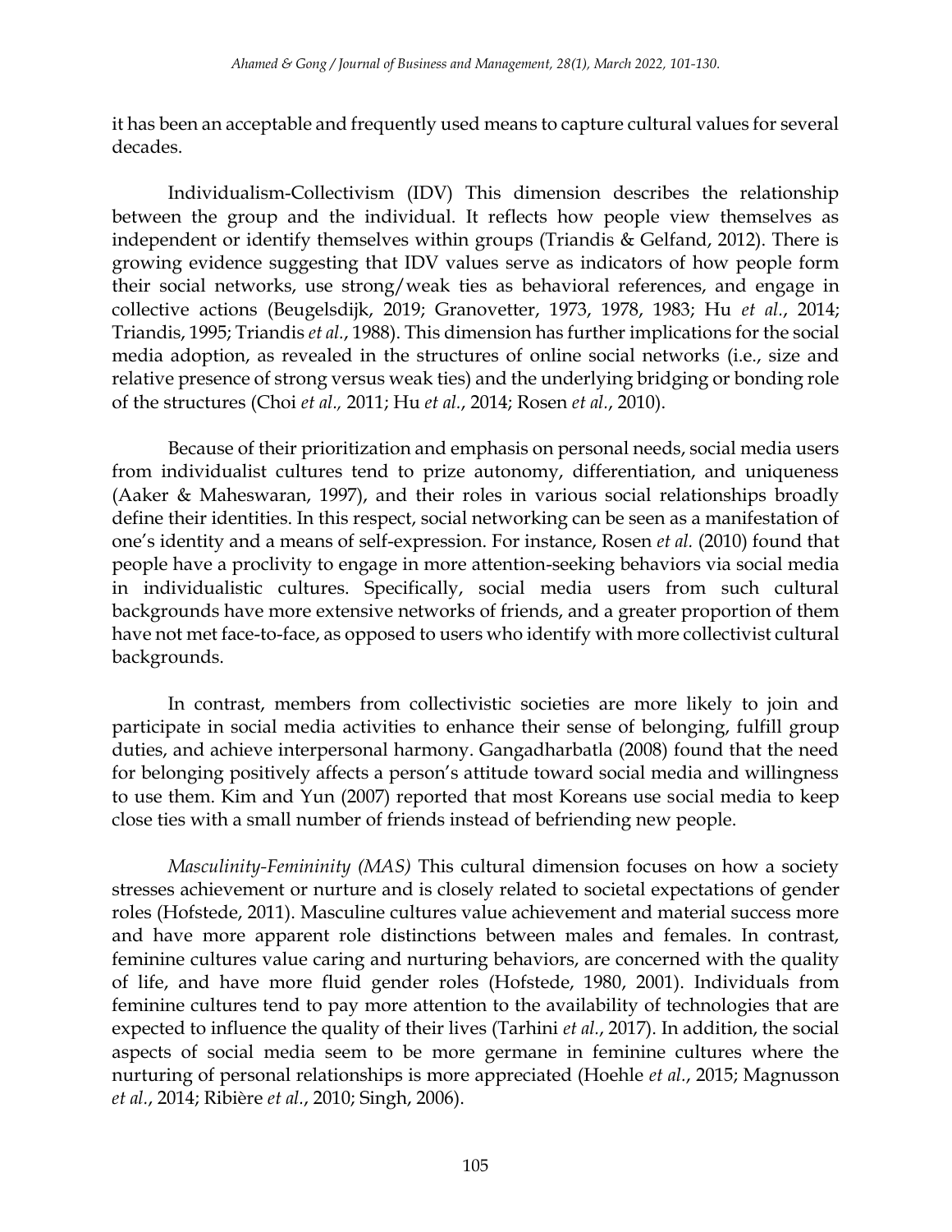it has been an acceptable and frequently used means to capture cultural values for several decades.

Individualism-Collectivism (IDV) This dimension describes the relationship between the group and the individual. It reflects how people view themselves as independent or identify themselves within groups (Triandis & Gelfand, 2012). There is growing evidence suggesting that IDV values serve as indicators of how people form their social networks, use strong/weak ties as behavioral references, and engage in collective actions (Beugelsdijk, 2019; Granovetter, 1973, 1978, 1983; Hu *et al.*, 2014; Triandis, 1995; Triandis *et al.*, 1988). This dimension has further implications for the social media adoption, as revealed in the structures of online social networks (i.e., size and relative presence of strong versus weak ties) and the underlying bridging or bonding role of the structures (Choi *et al.,* 2011; Hu *et al.*, 2014; Rosen *et al.*, 2010).

Because of their prioritization and emphasis on personal needs, social media users from individualist cultures tend to prize autonomy, differentiation, and uniqueness (Aaker & Maheswaran, 1997), and their roles in various social relationships broadly define their identities. In this respect, social networking can be seen as a manifestation of one's identity and a means of self-expression. For instance, Rosen *et al.* (2010) found that people have a proclivity to engage in more attention-seeking behaviors via social media in individualistic cultures. Specifically, social media users from such cultural backgrounds have more extensive networks of friends, and a greater proportion of them have not met face-to-face, as opposed to users who identify with more collectivist cultural backgrounds.

In contrast, members from collectivistic societies are more likely to join and participate in social media activities to enhance their sense of belonging, fulfill group duties, and achieve interpersonal harmony. Gangadharbatla (2008) found that the need for belonging positively affects a person's attitude toward social media and willingness to use them. Kim and Yun (2007) reported that most Koreans use social media to keep close ties with a small number of friends instead of befriending new people.

*Masculinity-Femininity (MAS)* This cultural dimension focuses on how a society stresses achievement or nurture and is closely related to societal expectations of gender roles (Hofstede, 2011). Masculine cultures value achievement and material success more and have more apparent role distinctions between males and females. In contrast, feminine cultures value caring and nurturing behaviors, are concerned with the quality of life, and have more fluid gender roles (Hofstede, 1980, 2001). Individuals from feminine cultures tend to pay more attention to the availability of technologies that are expected to influence the quality of their lives (Tarhini *et al.*, 2017). In addition, the social aspects of social media seem to be more germane in feminine cultures where the nurturing of personal relationships is more appreciated (Hoehle *et al.*, 2015; Magnusson *et al.*, 2014; Ribière *et al.*, 2010; Singh, 2006).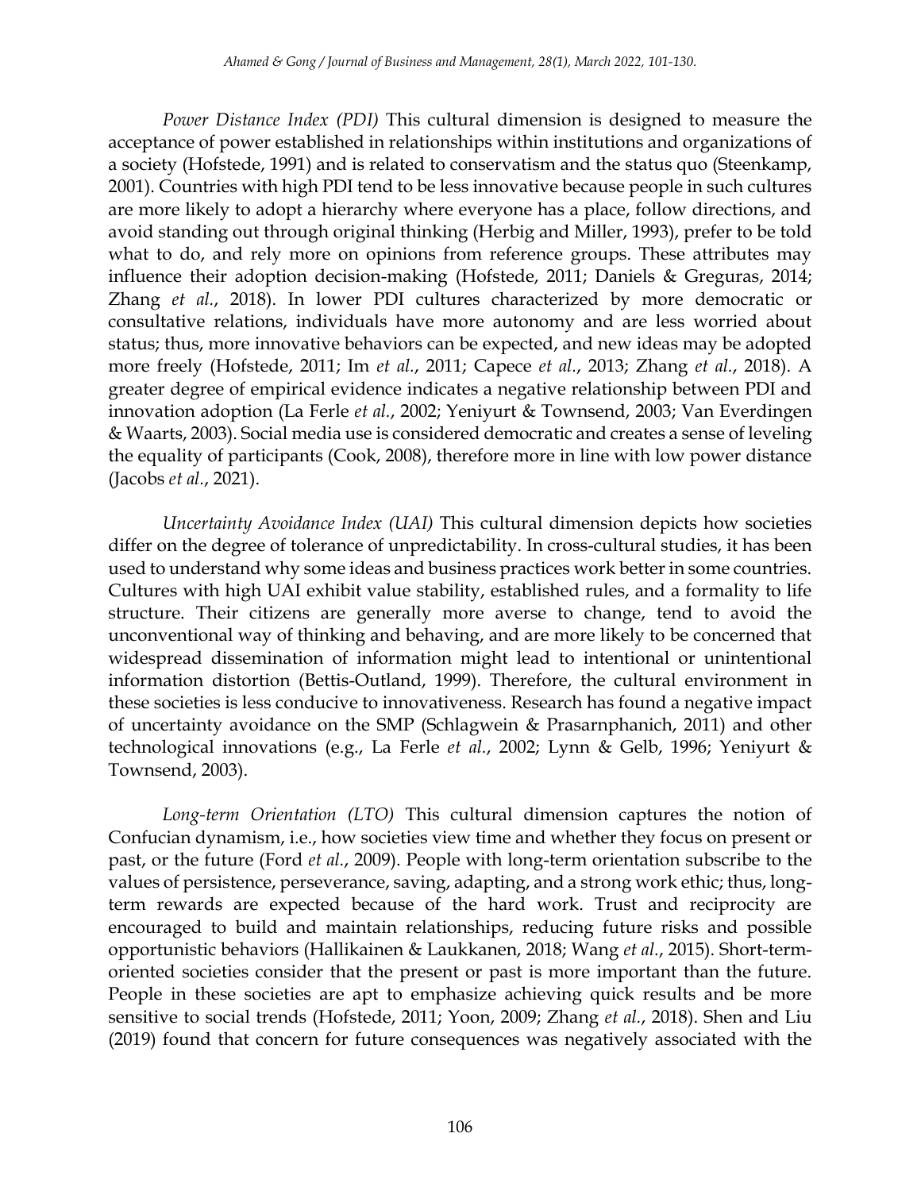*Power Distance Index (PDI)* This cultural dimension is designed to measure the acceptance of power established in relationships within institutions and organizations of a society (Hofstede, 1991) and is related to conservatism and the status quo (Steenkamp, 2001). Countries with high PDI tend to be less innovative because people in such cultures are more likely to adopt a hierarchy where everyone has a place, follow directions, and avoid standing out through original thinking (Herbig and Miller, 1993), prefer to be told what to do, and rely more on opinions from reference groups. These attributes may influence their adoption decision-making (Hofstede, 2011; Daniels & Greguras, 2014; Zhang *et al.*, 2018). In lower PDI cultures characterized by more democratic or consultative relations, individuals have more autonomy and are less worried about status; thus, more innovative behaviors can be expected, and new ideas may be adopted more freely (Hofstede, 2011; Im *et al.*, 2011; Capece *et al.*, 2013; Zhang *et al.*, 2018). A greater degree of empirical evidence indicates a negative relationship between PDI and innovation adoption (La Ferle *et al.*, 2002; Yeniyurt & Townsend, 2003; Van Everdingen & Waarts, 2003). Social media use is considered democratic and creates a sense of leveling the equality of participants (Cook, 2008), therefore more in line with low power distance (Jacobs *et al.*, 2021).

*Uncertainty Avoidance Index (UAI)* This cultural dimension depicts how societies differ on the degree of tolerance of unpredictability. In cross-cultural studies, it has been used to understand why some ideas and business practices work better in some countries. Cultures with high UAI exhibit value stability, established rules, and a formality to life structure. Their citizens are generally more averse to change, tend to avoid the unconventional way of thinking and behaving, and are more likely to be concerned that widespread dissemination of information might lead to intentional or unintentional information distortion (Bettis-Outland, 1999). Therefore, the cultural environment in these societies is less conducive to innovativeness. Research has found a negative impact of uncertainty avoidance on the SMP (Schlagwein & Prasarnphanich, 2011) and other technological innovations (e.g., La Ferle *et al.*, 2002; Lynn & Gelb, 1996; Yeniyurt & Townsend, 2003).

*Long-term Orientation (LTO)* This cultural dimension captures the notion of Confucian dynamism, i.e., how societies view time and whether they focus on present or past, or the future (Ford *et al.*, 2009). People with long-term orientation subscribe to the values of persistence, perseverance, saving, adapting, and a strong work ethic; thus, long-term rewards are expected because of the hard work. Trust and reciprocity are encouraged to build and maintain relationships, reducing future risks and possible opportunistic behaviors (Hallikainen & Laukkanen, 2018; Wang *et al.*, 2015). Short-term-oriented societies consider that the present or past is more important than the future. People in these societies are apt to emphasize achieving quick results and be more sensitive to social trends (Hofstede, 2011; Yoon, 2009; Zhang *et al.*, 2018). Shen and Liu (2019) found that concern for future consequences was negatively associated with the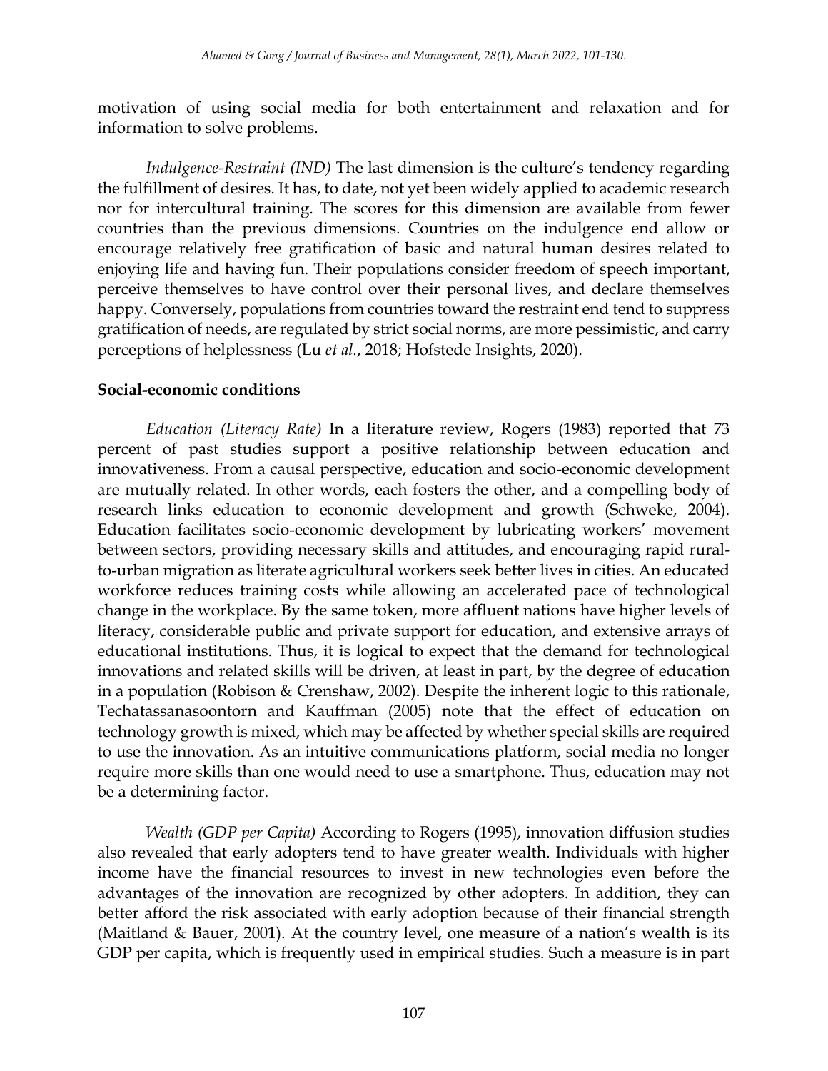motivation of using social media for both entertainment and relaxation and for information to solve problems.

*Indulgence-Restraint (IND)* The last dimension is the culture's tendency regarding the fulfillment of desires. It has, to date, not yet been widely applied to academic research nor for intercultural training. The scores for this dimension are available from fewer countries than the previous dimensions. Countries on the indulgence end allow or encourage relatively free gratification of basic and natural human desires related to enjoying life and having fun. Their populations consider freedom of speech important, perceive themselves to have control over their personal lives, and declare themselves happy. Conversely, populations from countries toward the restraint end tend to suppress gratification of needs, are regulated by strict social norms, are more pessimistic, and carry perceptions of helplessness (Lu *et al.*, 2018; Hofstede Insights, 2020).

**Social-economic conditions**

*Education (Literacy Rate)* In a literature review, Rogers (1983) reported that 73 percent of past studies support a positive relationship between education and innovativeness. From a causal perspective, education and socio-economic development are mutually related. In other words, each fosters the other, and a compelling body of research links education to economic development and growth (Schweke, 2004). Education facilitates socio-economic development by lubricating workers' movement between sectors, providing necessary skills and attitudes, and encouraging rapid rural-to-urban migration as literate agricultural workers seek better lives in cities. An educated workforce reduces training costs while allowing an accelerated pace of technological change in the workplace. By the same token, more affluent nations have higher levels of literacy, considerable public and private support for education, and extensive arrays of educational institutions. Thus, it is logical to expect that the demand for technological innovations and related skills will be driven, at least in part, by the degree of education in a population (Robison & Crenshaw, 2002). Despite the inherent logic to this rationale, Techatassanasoontorn and Kauffman (2005) note that the effect of education on technology growth is mixed, which may be affected by whether special skills are required to use the innovation. As an intuitive communications platform, social media no longer require more skills than one would need to use a smartphone. Thus, education may not be a determining factor.

*Wealth (GDP per Capita)* According to Rogers (1995), innovation diffusion studies also revealed that early adopters tend to have greater wealth. Individuals with higher income have the financial resources to invest in new technologies even before the advantages of the innovation are recognized by other adopters. In addition, they can better afford the risk associated with early adoption because of their financial strength (Maitland & Bauer, 2001). At the country level, one measure of a nation's wealth is its GDP per capita, which is frequently used in empirical studies. Such a measure is in part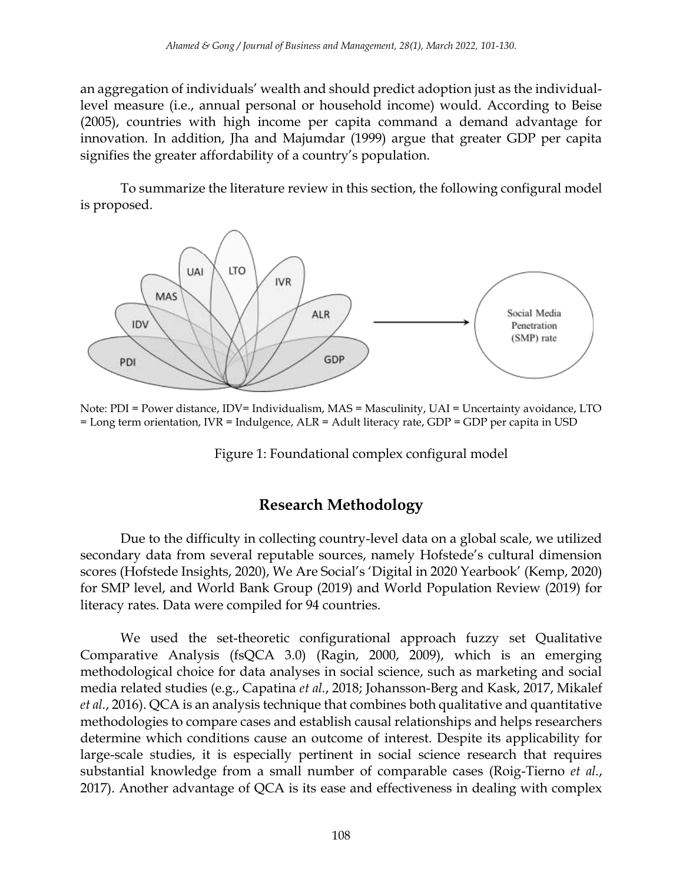an aggregation of individuals' wealth and should predict adoption just as the individual-level measure (i.e., annual personal or household income) would. According to Beise (2005), countries with high income per capita command a demand advantage for innovation. In addition, Jha and Majumdar (1999) argue that greater GDP per capita signifies the greater affordability of a country's population.

To summarize the literature review in this section, the following configural model is proposed.

Note: PDI = Power distance, IDV= Individualism, MAS = Masculinity, UAI = Uncertainty avoidance, LTO = Long term orientation, IVR = Indulgence, ALR = Adult literacy rate, GDP = GDP per capita in USD

Figure 1: Foundational complex configural model

## Research Methodology

Due to the difficulty in collecting country-level data on a global scale, we utilized secondary data from several reputable sources, namely Hofstede's cultural dimension scores (Hofstede Insights, 2020), We Are Social's 'Digital in 2020 Yearbook' (Kemp, 2020) for SMP level, and World Bank Group (2019) and World Population Review (2019) for literacy rates. Data were compiled for 94 countries.

We used the set-theoretic configurational approach fuzzy set Qualitative Comparative Analysis (fsQCA 3.0) (Ragin, 2000, 2009), which is an emerging methodological choice for data analyses in social science, such as marketing and social media related studies (e.g., Capatina *et al.*, 2018; Johansson-Berg and Kask, 2017, Mikalef *et al.*, 2016). QCA is an analysis technique that combines both qualitative and quantitative methodologies to compare cases and establish causal relationships and helps researchers determine which conditions cause an outcome of interest. Despite its applicability for large-scale studies, it is especially pertinent in social science research that requires substantial knowledge from a small number of comparable cases (Roig-Tierno *et al.*, 2017). Another advantage of QCA is its ease and effectiveness in dealing with complex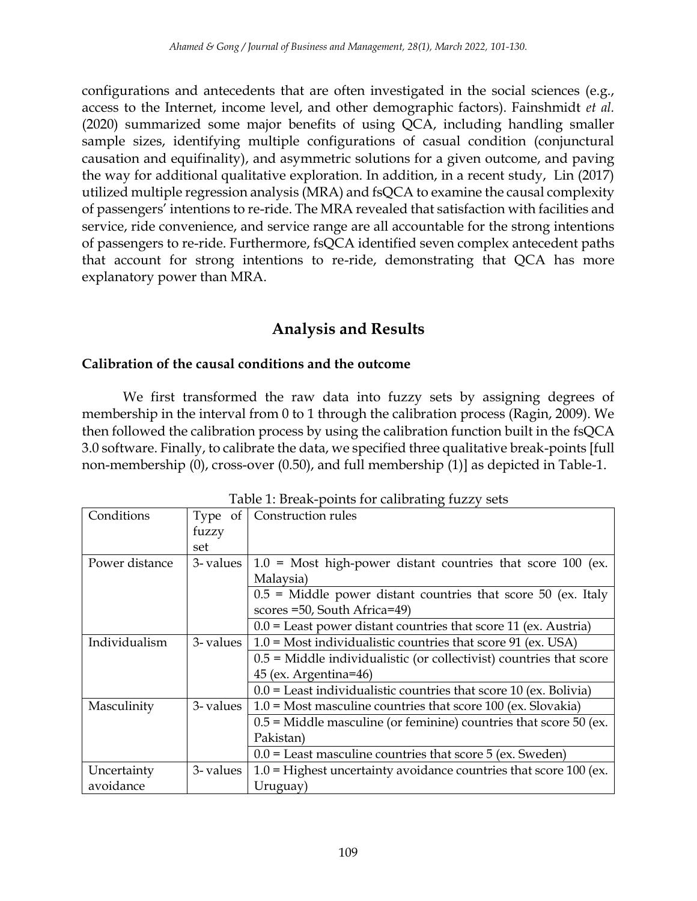configurations and antecedents that are often investigated in the social sciences (e.g., access to the Internet, income level, and other demographic factors). Fainshmidt *et al.* (2020) summarized some major benefits of using QCA, including handling smaller sample sizes, identifying multiple configurations of casual condition (conjunctural causation and equifinality), and asymmetric solutions for a given outcome, and paving the way for additional qualitative exploration. In addition, in a recent study, Lin (2017) utilized multiple regression analysis (MRA) and fsQCA to examine the causal complexity of passengers' intentions to re-ride. The MRA revealed that satisfaction with facilities and service, ride convenience, and service range are all accountable for the strong intentions of passengers to re-ride. Furthermore, fsQCA identified seven complex antecedent paths that account for strong intentions to re-ride, demonstrating that QCA has more explanatory power than MRA.

## Analysis and Results

### Calibration of the causal conditions and the outcome

We first transformed the raw data into fuzzy sets by assigning degrees of membership in the interval from 0 to 1 through the calibration process (Ragin, 2009). We then followed the calibration process by using the calibration function built in the fsQCA 3.0 software. Finally, to calibrate the data, we specified three qualitative break-points [full non-membership (0), cross-over (0.50), and full membership (1)] as depicted in Table-1.

Table 1: Break-points for calibrating fuzzy sets

| Conditions | Type of fuzzy set | Construction rules |
|---|---|---|
| Power distance | 3- values | 1.0 = Most high-power distant countries that score 100 (ex. Malaysia) |
| | | 0.5 = Middle power distant countries that score 50 (ex. Italy scores =50, South Africa=49) |
| | | 0.0 = Least power distant countries that score 11 (ex. Austria) |
| Individualism | 3- values | 1.0 = Most individualistic countries that score 91 (ex. USA) |
| | | 0.5 = Middle individualistic (or collectivist) countries that score 45 (ex. Argentina=46) |
| | | 0.0 = Least individualistic countries that score 10 (ex. Bolivia) |
| Masculinity | 3- values | 1.0 = Most masculine countries that score 100 (ex. Slovakia) |
| | | 0.5 = Middle masculine (or feminine) countries that score 50 (ex. Pakistan) |
| | | 0.0 = Least masculine countries that score 5 (ex. Sweden) |
| Uncertainty avoidance | 3- values | 1.0 = Highest uncertainty avoidance countries that score 100 (ex. Uruguay) |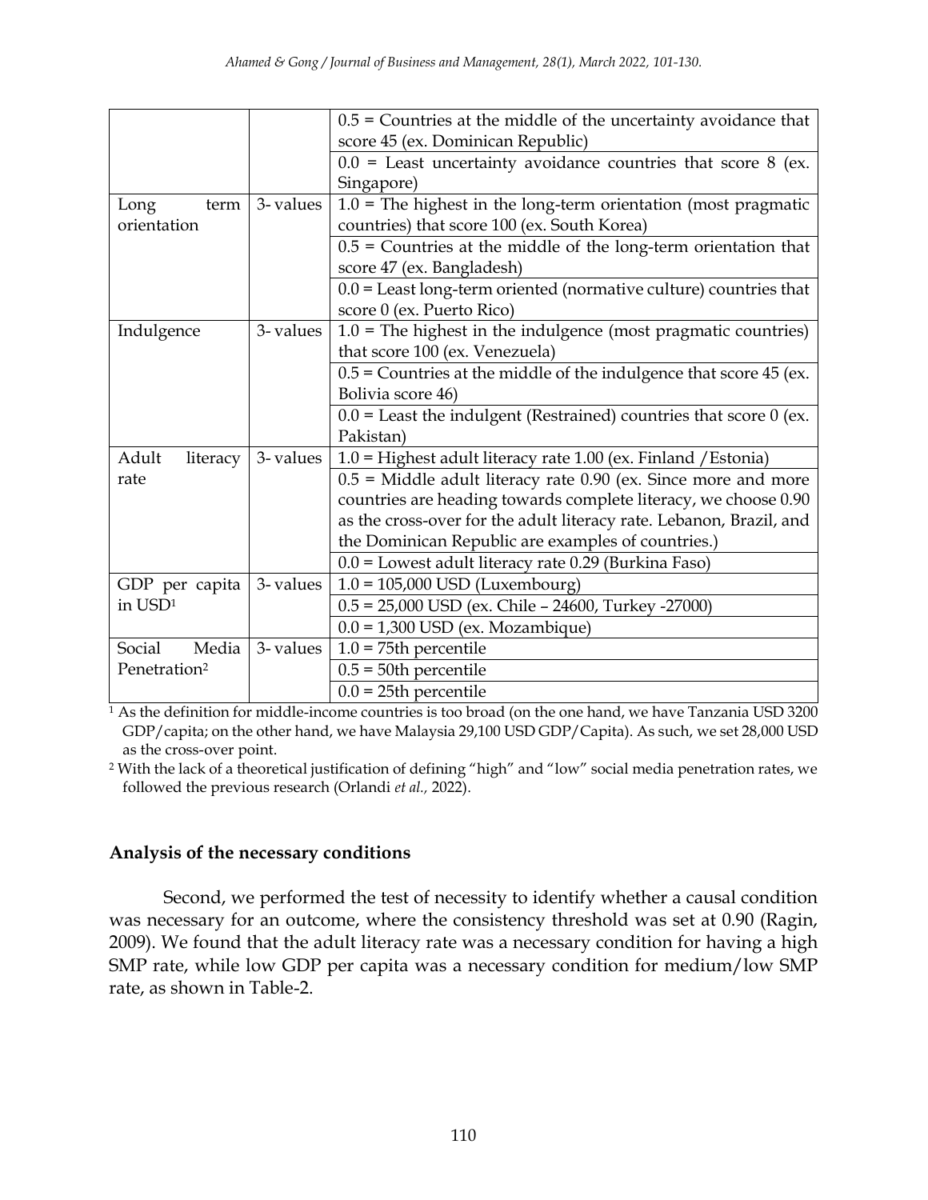| | | |
|---|---|---|
| | | 0.5 = Countries at the middle of the uncertainty avoidance that score 45 (ex. Dominican Republic) |
| | | 0.0 = Least uncertainty avoidance countries that score 8 (ex. Singapore) |
| Long term orientation | 3- values | 1.0 = The highest in the long-term orientation (most pragmatic countries) that score 100 (ex. South Korea) |
| | | 0.5 = Countries at the middle of the long-term orientation that score 47 (ex. Bangladesh) |
| | | 0.0 = Least long-term oriented (normative culture) countries that score 0 (ex. Puerto Rico) |
| Indulgence | 3- values | 1.0 = The highest in the indulgence (most pragmatic countries) that score 100 (ex. Venezuela) |
| | | 0.5 = Countries at the middle of the indulgence that score 45 (ex. Bolivia score 46) |
| | | 0.0 = Least the indulgent (Restrained) countries that score 0 (ex. Pakistan) |
| Adult literacy rate | 3- values | 1.0 = Highest adult literacy rate 1.00 (ex. Finland /Estonia) |
| | | 0.5 = Middle adult literacy rate 0.90 (ex. Since more and more countries are heading towards complete literacy, we choose 0.90 as the cross-over for the adult literacy rate. Lebanon, Brazil, and the Dominican Republic are examples of countries.) |
| | | 0.0 = Lowest adult literacy rate 0.29 (Burkina Faso) |
| GDP per capita in USD[1] | 3- values | 1.0 = 105,000 USD (Luxembourg) |
| | | 0.5 = 25,000 USD (ex. Chile – 24600, Turkey -27000) |
| | | 0.0 = 1,300 USD (ex. Mozambique) |
| Social Media Penetration[2] | 3- values | 1.0 = 75th percentile |
| | | 0.5 = 50th percentile |
| | | 0.0 = 25th percentile |

[1] As the definition for middle-income countries is too broad (on the one hand, we have Tanzania USD 3200 GDP/capita; on the other hand, we have Malaysia 29,100 USD GDP/Capita). As such, we set 28,000 USD as the cross-over point.

[2] With the lack of a theoretical justification of defining "high" and "low" social media penetration rates, we followed the previous research (Orlandi *et al.,* 2022).

### Analysis of the necessary conditions

Second, we performed the test of necessity to identify whether a causal condition was necessary for an outcome, where the consistency threshold was set at 0.90 (Ragin, 2009). We found that the adult literacy rate was a necessary condition for having a high SMP rate, while low GDP per capita was a necessary condition for medium/low SMP rate, as shown in Table-2.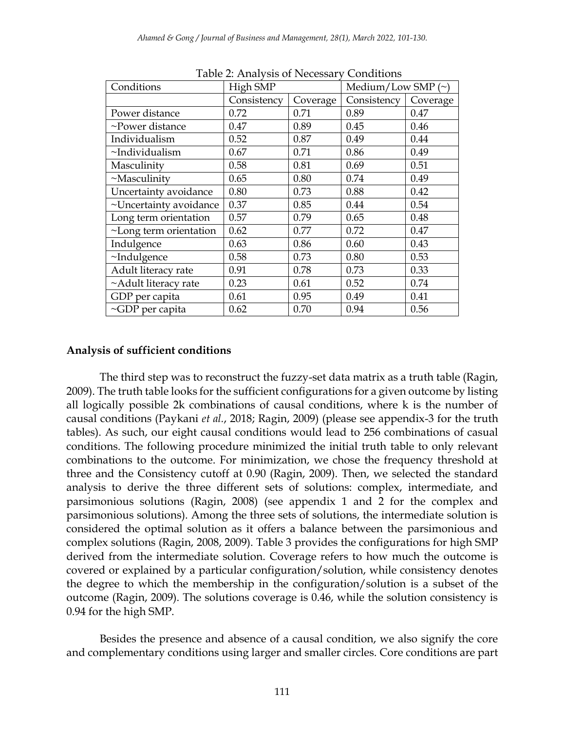Table 2: Analysis of Necessary Conditions

| Conditions | High SMP | | Medium/Low SMP (~) | |
|---|---|---|---|---|
| | Consistency | Coverage | Consistency | Coverage |
| Power distance | 0.72 | 0.71 | 0.89 | 0.47 |
| ~Power distance | 0.47 | 0.89 | 0.45 | 0.46 |
| Individualism | 0.52 | 0.87 | 0.49 | 0.44 |
| ~Individualism | 0.67 | 0.71 | 0.86 | 0.49 |
| Masculinity | 0.58 | 0.81 | 0.69 | 0.51 |
| ~Masculinity | 0.65 | 0.80 | 0.74 | 0.49 |
| Uncertainty avoidance | 0.80 | 0.73 | 0.88 | 0.42 |
| ~Uncertainty avoidance | 0.37 | 0.85 | 0.44 | 0.54 |
| Long term orientation | 0.57 | 0.79 | 0.65 | 0.48 |
| ~Long term orientation | 0.62 | 0.77 | 0.72 | 0.47 |
| Indulgence | 0.63 | 0.86 | 0.60 | 0.43 |
| ~Indulgence | 0.58 | 0.73 | 0.80 | 0.53 |
| Adult literacy rate | 0.91 | 0.78 | 0.73 | 0.33 |
| ~Adult literacy rate | 0.23 | 0.61 | 0.52 | 0.74 |
| GDP per capita | 0.61 | 0.95 | 0.49 | 0.41 |
| ~GDP per capita | 0.62 | 0.70 | 0.94 | 0.56 |

**Analysis of sufficient conditions**

The third step was to reconstruct the fuzzy-set data matrix as a truth table (Ragin, 2009). The truth table looks for the sufficient configurations for a given outcome by listing all logically possible 2k combinations of causal conditions, where k is the number of causal conditions (Paykani *et al.*, 2018; Ragin, 2009) (please see appendix-3 for the truth tables). As such, our eight causal conditions would lead to 256 combinations of casual conditions. The following procedure minimized the initial truth table to only relevant combinations to the outcome. For minimization, we chose the frequency threshold at three and the Consistency cutoff at 0.90 (Ragin, 2009). Then, we selected the standard analysis to derive the three different sets of solutions: complex, intermediate, and parsimonious solutions (Ragin, 2008) (see appendix 1 and 2 for the complex and parsimonious solutions). Among the three sets of solutions, the intermediate solution is considered the optimal solution as it offers a balance between the parsimonious and complex solutions (Ragin, 2008, 2009). Table 3 provides the configurations for high SMP derived from the intermediate solution. Coverage refers to how much the outcome is covered or explained by a particular configuration/solution, while consistency denotes the degree to which the membership in the configuration/solution is a subset of the outcome (Ragin, 2009). The solutions coverage is 0.46, while the solution consistency is 0.94 for the high SMP.

Besides the presence and absence of a causal condition, we also signify the core and complementary conditions using larger and smaller circles. Core conditions are part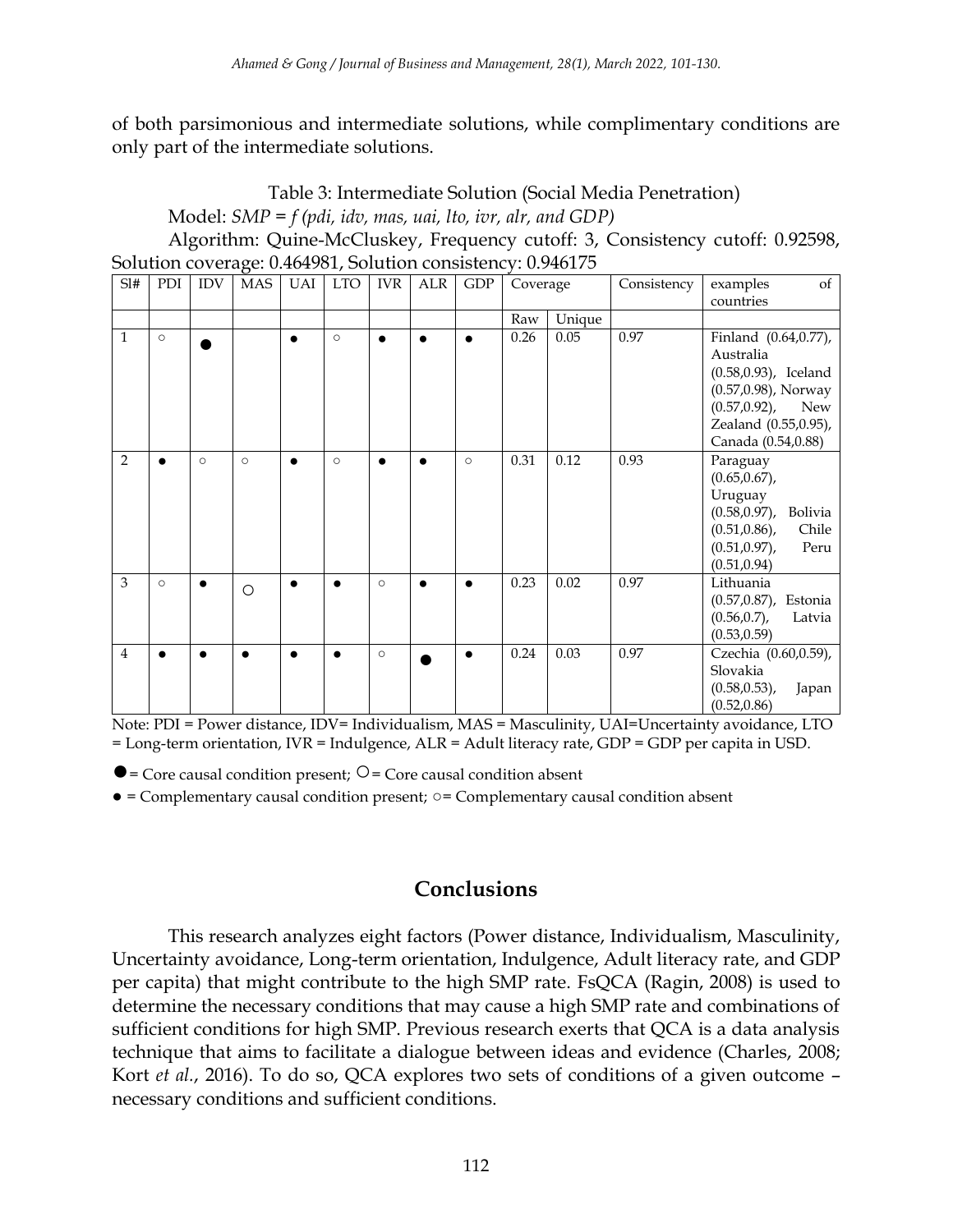of both parsimonious and intermediate solutions, while complimentary conditions are only part of the intermediate solutions.

Table 3: Intermediate Solution (Social Media Penetration)

Model: *SMP = f (pdi, idv, mas, uai, lto, ivr, alr, and GDP)*

Algorithm: Quine-McCluskey, Frequency cutoff: 3, Consistency cutoff: 0.92598, Solution coverage: 0.464981, Solution consistency: 0.946175

| Sl# | PDI | IDV | MAS | UAI | LTO | IVR | ALR | GDP | Coverage | | Consistency | examples of countries |
|---|---|---|---|---|---|---|---|---|---|---|---|---|
| | | | | | | | | | Raw | Unique | | |
| 1 | ○ | ⬤ | | ● | ○ | ● | ● | ● | 0.26 | 0.05 | 0.97 | Finland (0.64,0.77), Australia (0.58,0.93), Iceland (0.57,0.98), Norway (0.57,0.92), New Zealand (0.55,0.95), Canada (0.54,0.88) |
| 2 | ● | ○ | ○ | ● | ○ | ● | ● | ○ | 0.31 | 0.12 | 0.93 | Paraguay (0.65,0.67), Uruguay (0.58,0.97), Bolivia (0.51,0.86), Chile (0.51,0.97), Peru (0.51,0.94) |
| 3 | ○ | ● | ◯ | ● | ● | ○ | ● | ● | 0.23 | 0.02 | 0.97 | Lithuania (0.57,0.87), Estonia (0.56,0.7), Latvia (0.53,0.59) |
| 4 | ● | ● | ● | ● | ● | ○ | ⬤ | ● | 0.24 | 0.03 | 0.97 | Czechia (0.60,0.59), Slovakia (0.58,0.53), Japan (0.52,0.86) |

Note: PDI = Power distance, IDV= Individualism, MAS = Masculinity, UAI=Uncertainty avoidance, LTO = Long-term orientation, IVR = Indulgence, ALR = Adult literacy rate, GDP = GDP per capita in USD.

⬤ = Core causal condition present; ◯ = Core causal condition absent

● = Complementary causal condition present; ○= Complementary causal condition absent

## Conclusions

This research analyzes eight factors (Power distance, Individualism, Masculinity, Uncertainty avoidance, Long-term orientation, Indulgence, Adult literacy rate, and GDP per capita) that might contribute to the high SMP rate. FsQCA (Ragin, 2008) is used to determine the necessary conditions that may cause a high SMP rate and combinations of sufficient conditions for high SMP. Previous research exerts that QCA is a data analysis technique that aims to facilitate a dialogue between ideas and evidence (Charles, 2008; Kort *et al.*, 2016). To do so, QCA explores two sets of conditions of a given outcome – necessary conditions and sufficient conditions.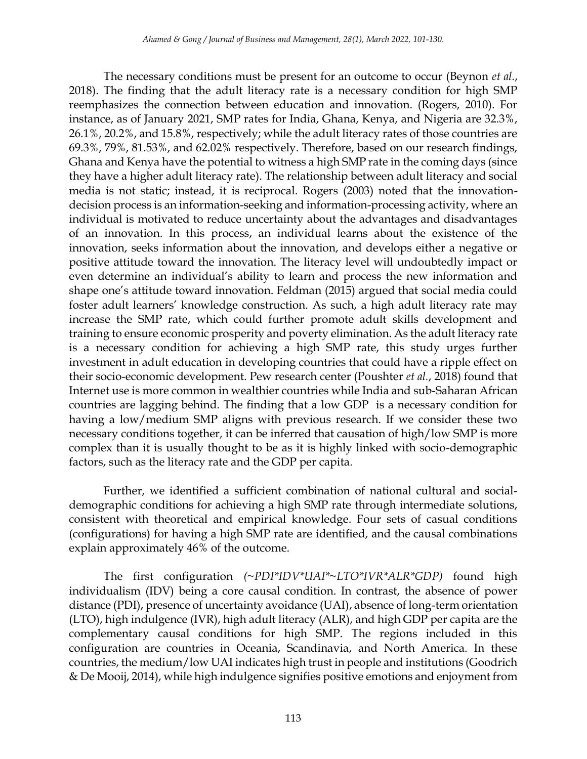The necessary conditions must be present for an outcome to occur (Beynon *et al.*, 2018). The finding that the adult literacy rate is a necessary condition for high SMP reemphasizes the connection between education and innovation. (Rogers, 2010). For instance, as of January 2021, SMP rates for India, Ghana, Kenya, and Nigeria are 32.3%, 26.1%, 20.2%, and 15.8%, respectively; while the adult literacy rates of those countries are 69.3%, 79%, 81.53%, and 62.02% respectively. Therefore, based on our research findings, Ghana and Kenya have the potential to witness a high SMP rate in the coming days (since they have a higher adult literacy rate). The relationship between adult literacy and social media is not static; instead, it is reciprocal. Rogers (2003) noted that the innovation-decision process is an information-seeking and information-processing activity, where an individual is motivated to reduce uncertainty about the advantages and disadvantages of an innovation. In this process, an individual learns about the existence of the innovation, seeks information about the innovation, and develops either a negative or positive attitude toward the innovation. The literacy level will undoubtedly impact or even determine an individual's ability to learn and process the new information and shape one's attitude toward innovation. Feldman (2015) argued that social media could foster adult learners' knowledge construction. As such, a high adult literacy rate may increase the SMP rate, which could further promote adult skills development and training to ensure economic prosperity and poverty elimination. As the adult literacy rate is a necessary condition for achieving a high SMP rate, this study urges further investment in adult education in developing countries that could have a ripple effect on their socio-economic development. Pew research center (Poushter *et al.*, 2018) found that Internet use is more common in wealthier countries while India and sub-Saharan African countries are lagging behind. The finding that a low GDP is a necessary condition for having a low/medium SMP aligns with previous research. If we consider these two necessary conditions together, it can be inferred that causation of high/low SMP is more complex than it is usually thought to be as it is highly linked with socio-demographic factors, such as the literacy rate and the GDP per capita.

Further, we identified a sufficient combination of national cultural and social-demographic conditions for achieving a high SMP rate through intermediate solutions, consistent with theoretical and empirical knowledge. Four sets of casual conditions (configurations) for having a high SMP rate are identified, and the causal combinations explain approximately 46% of the outcome.

The first configuration *(~PDI*IDV*UAI*~LTO*IVR*ALR*GDP)* found high individualism (IDV) being a core causal condition. In contrast, the absence of power distance (PDI), presence of uncertainty avoidance (UAI), absence of long-term orientation (LTO), high indulgence (IVR), high adult literacy (ALR), and high GDP per capita are the complementary causal conditions for high SMP. The regions included in this configuration are countries in Oceania, Scandinavia, and North America. In these countries, the medium/low UAI indicates high trust in people and institutions (Goodrich & De Mooij, 2014), while high indulgence signifies positive emotions and enjoyment from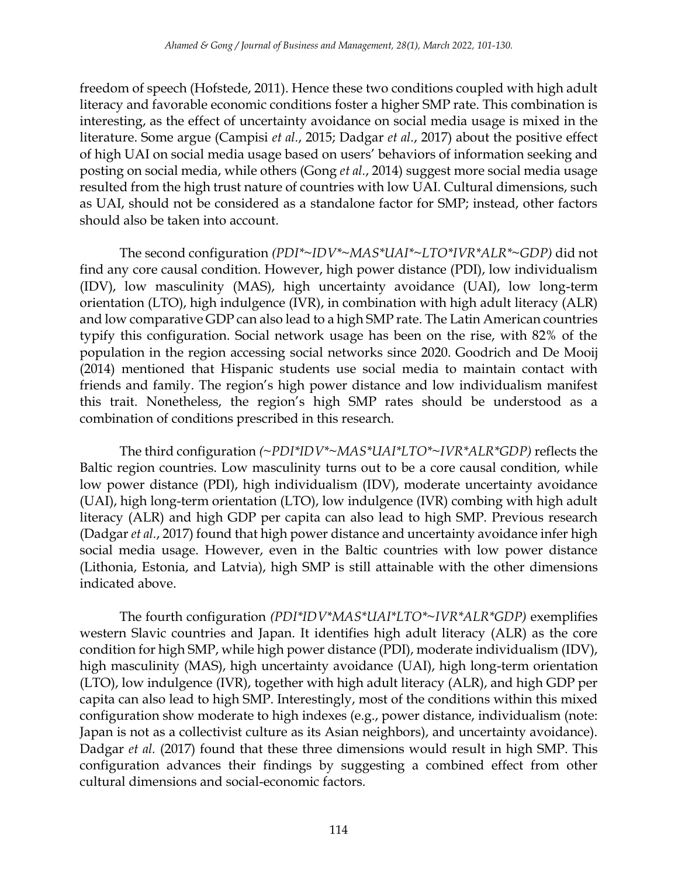freedom of speech (Hofstede, 2011). Hence these two conditions coupled with high adult literacy and favorable economic conditions foster a higher SMP rate. This combination is interesting, as the effect of uncertainty avoidance on social media usage is mixed in the literature. Some argue (Campisi *et al.*, 2015; Dadgar *et al.*, 2017) about the positive effect of high UAI on social media usage based on users' behaviors of information seeking and posting on social media, while others (Gong *et al.*, 2014) suggest more social media usage resulted from the high trust nature of countries with low UAI. Cultural dimensions, such as UAI, should not be considered as a standalone factor for SMP; instead, other factors should also be taken into account.

The second configuration *(PDI*~IDV*~MAS*UAI*~LTO*IVR*ALR*~GDP)* did not find any core causal condition. However, high power distance (PDI), low individualism (IDV), low masculinity (MAS), high uncertainty avoidance (UAI), low long-term orientation (LTO), high indulgence (IVR), in combination with high adult literacy (ALR) and low comparative GDP can also lead to a high SMP rate. The Latin American countries typify this configuration. Social network usage has been on the rise, with 82% of the population in the region accessing social networks since 2020. Goodrich and De Mooij (2014) mentioned that Hispanic students use social media to maintain contact with friends and family. The region's high power distance and low individualism manifest this trait. Nonetheless, the region's high SMP rates should be understood as a combination of conditions prescribed in this research.

The third configuration *(~PDI*IDV*~MAS*UAI*LTO*~IVR*ALR*GDP)* reflects the Baltic region countries. Low masculinity turns out to be a core causal condition, while low power distance (PDI), high individualism (IDV), moderate uncertainty avoidance (UAI), high long-term orientation (LTO), low indulgence (IVR) combing with high adult literacy (ALR) and high GDP per capita can also lead to high SMP. Previous research (Dadgar *et al.*, 2017) found that high power distance and uncertainty avoidance infer high social media usage. However, even in the Baltic countries with low power distance (Lithonia, Estonia, and Latvia), high SMP is still attainable with the other dimensions indicated above.

The fourth configuration *(PDI*IDV*MAS*UAI*LTO*~IVR*ALR*GDP)* exemplifies western Slavic countries and Japan. It identifies high adult literacy (ALR) as the core condition for high SMP, while high power distance (PDI), moderate individualism (IDV), high masculinity (MAS), high uncertainty avoidance (UAI), high long-term orientation (LTO), low indulgence (IVR), together with high adult literacy (ALR), and high GDP per capita can also lead to high SMP. Interestingly, most of the conditions within this mixed configuration show moderate to high indexes (e.g., power distance, individualism (note: Japan is not as a collectivist culture as its Asian neighbors), and uncertainty avoidance). Dadgar *et al.* (2017) found that these three dimensions would result in high SMP. This configuration advances their findings by suggesting a combined effect from other cultural dimensions and social-economic factors.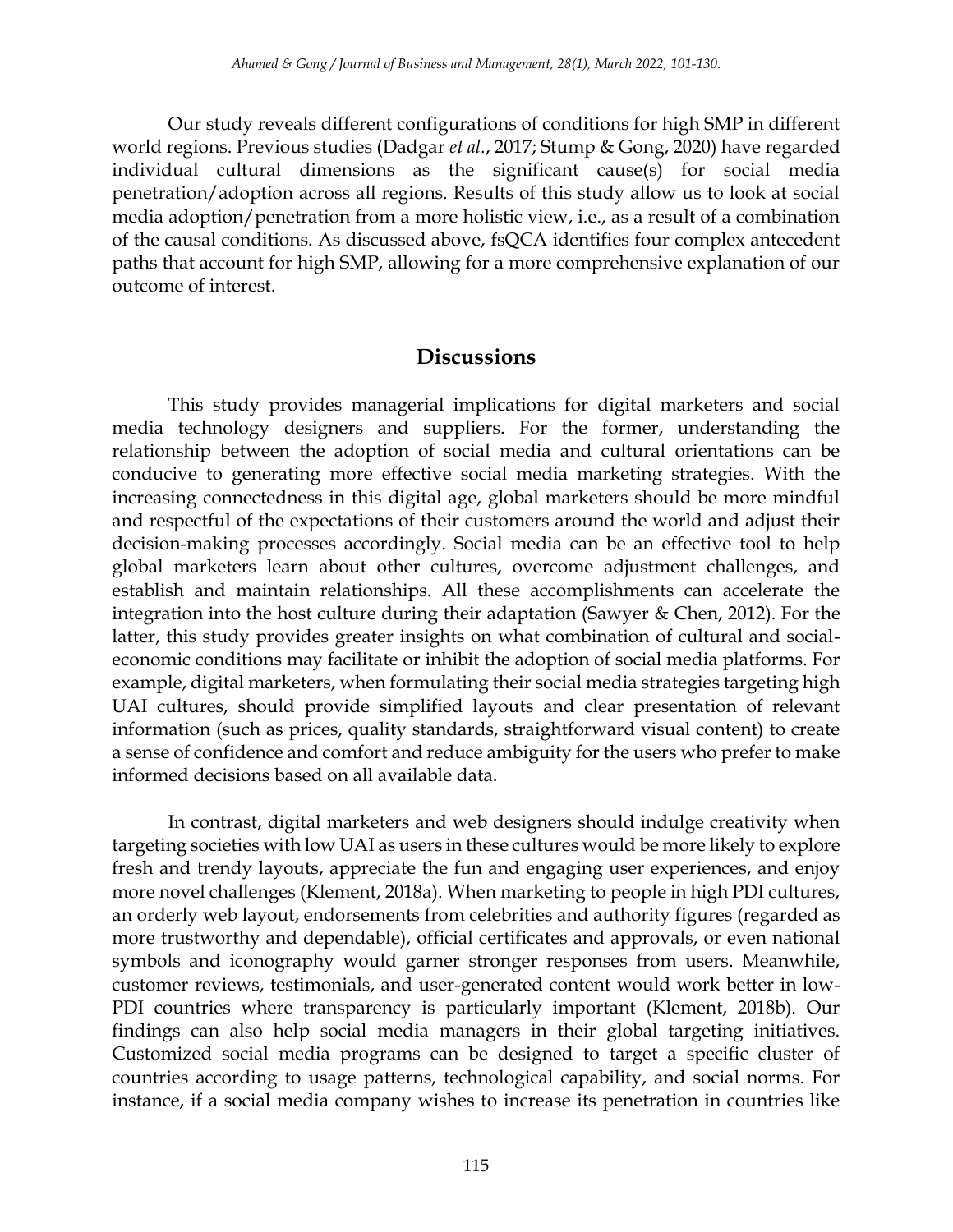Our study reveals different configurations of conditions for high SMP in different world regions. Previous studies (Dadgar *et al.*, 2017; Stump & Gong, 2020) have regarded individual cultural dimensions as the significant cause(s) for social media penetration/adoption across all regions. Results of this study allow us to look at social media adoption/penetration from a more holistic view, i.e., as a result of a combination of the causal conditions. As discussed above, fsQCA identifies four complex antecedent paths that account for high SMP, allowing for a more comprehensive explanation of our outcome of interest.

## Discussions

This study provides managerial implications for digital marketers and social media technology designers and suppliers. For the former, understanding the relationship between the adoption of social media and cultural orientations can be conducive to generating more effective social media marketing strategies. With the increasing connectedness in this digital age, global marketers should be more mindful and respectful of the expectations of their customers around the world and adjust their decision-making processes accordingly. Social media can be an effective tool to help global marketers learn about other cultures, overcome adjustment challenges, and establish and maintain relationships. All these accomplishments can accelerate the integration into the host culture during their adaptation (Sawyer & Chen, 2012). For the latter, this study provides greater insights on what combination of cultural and social-economic conditions may facilitate or inhibit the adoption of social media platforms. For example, digital marketers, when formulating their social media strategies targeting high UAI cultures, should provide simplified layouts and clear presentation of relevant information (such as prices, quality standards, straightforward visual content) to create a sense of confidence and comfort and reduce ambiguity for the users who prefer to make informed decisions based on all available data.

In contrast, digital marketers and web designers should indulge creativity when targeting societies with low UAI as users in these cultures would be more likely to explore fresh and trendy layouts, appreciate the fun and engaging user experiences, and enjoy more novel challenges (Klement, 2018a). When marketing to people in high PDI cultures, an orderly web layout, endorsements from celebrities and authority figures (regarded as more trustworthy and dependable), official certificates and approvals, or even national symbols and iconography would garner stronger responses from users. Meanwhile, customer reviews, testimonials, and user-generated content would work better in low-PDI countries where transparency is particularly important (Klement, 2018b). Our findings can also help social media managers in their global targeting initiatives. Customized social media programs can be designed to target a specific cluster of countries according to usage patterns, technological capability, and social norms. For instance, if a social media company wishes to increase its penetration in countries like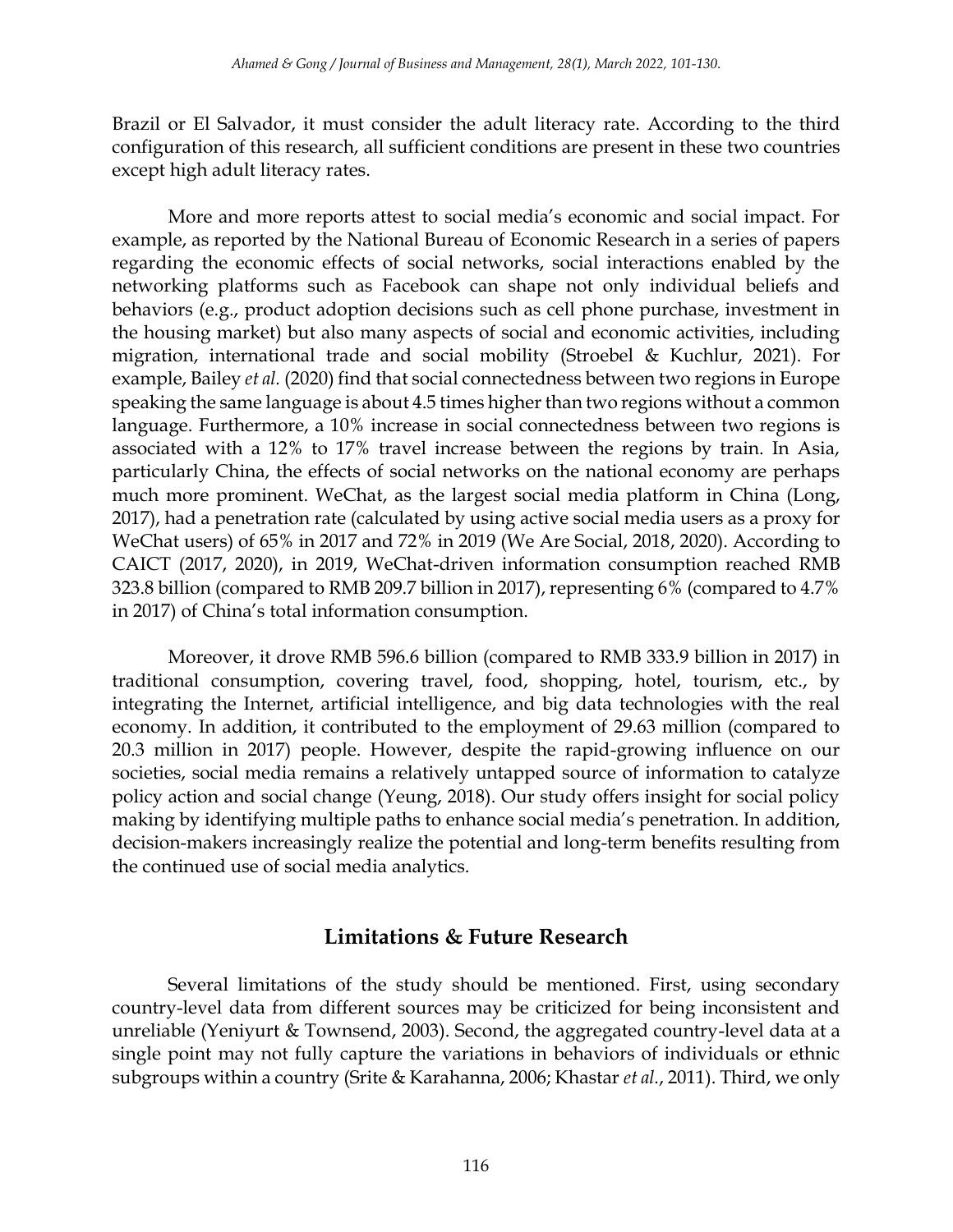Brazil or El Salvador, it must consider the adult literacy rate. According to the third configuration of this research, all sufficient conditions are present in these two countries except high adult literacy rates.

More and more reports attest to social media's economic and social impact. For example, as reported by the National Bureau of Economic Research in a series of papers regarding the economic effects of social networks, social interactions enabled by the networking platforms such as Facebook can shape not only individual beliefs and behaviors (e.g., product adoption decisions such as cell phone purchase, investment in the housing market) but also many aspects of social and economic activities, including migration, international trade and social mobility (Stroebel & Kuchlur, 2021). For example, Bailey *et al.* (2020) find that social connectedness between two regions in Europe speaking the same language is about 4.5 times higher than two regions without a common language. Furthermore, a 10% increase in social connectedness between two regions is associated with a 12% to 17% travel increase between the regions by train. In Asia, particularly China, the effects of social networks on the national economy are perhaps much more prominent. WeChat, as the largest social media platform in China (Long, 2017), had a penetration rate (calculated by using active social media users as a proxy for WeChat users) of 65% in 2017 and 72% in 2019 (We Are Social, 2018, 2020). According to CAICT (2017, 2020), in 2019, WeChat-driven information consumption reached RMB 323.8 billion (compared to RMB 209.7 billion in 2017), representing 6% (compared to 4.7% in 2017) of China's total information consumption.

Moreover, it drove RMB 596.6 billion (compared to RMB 333.9 billion in 2017) in traditional consumption, covering travel, food, shopping, hotel, tourism, etc., by integrating the Internet, artificial intelligence, and big data technologies with the real economy. In addition, it contributed to the employment of 29.63 million (compared to 20.3 million in 2017) people. However, despite the rapid-growing influence on our societies, social media remains a relatively untapped source of information to catalyze policy action and social change (Yeung, 2018). Our study offers insight for social policy making by identifying multiple paths to enhance social media's penetration. In addition, decision-makers increasingly realize the potential and long-term benefits resulting from the continued use of social media analytics.

## Limitations & Future Research

Several limitations of the study should be mentioned. First, using secondary country-level data from different sources may be criticized for being inconsistent and unreliable (Yeniyurt & Townsend, 2003). Second, the aggregated country-level data at a single point may not fully capture the variations in behaviors of individuals or ethnic subgroups within a country (Srite & Karahanna, 2006; Khastar *et al.*, 2011). Third, we only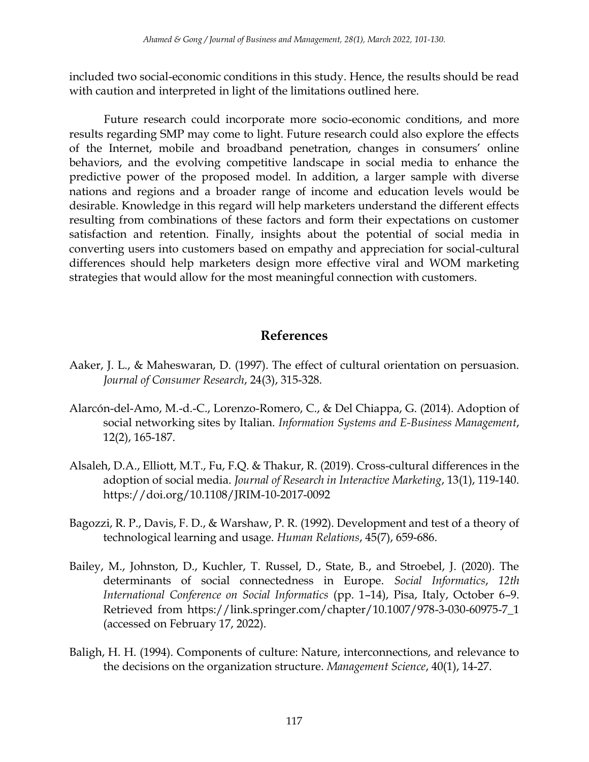included two social-economic conditions in this study. Hence, the results should be read with caution and interpreted in light of the limitations outlined here.

Future research could incorporate more socio-economic conditions, and more results regarding SMP may come to light. Future research could also explore the effects of the Internet, mobile and broadband penetration, changes in consumers' online behaviors, and the evolving competitive landscape in social media to enhance the predictive power of the proposed model. In addition, a larger sample with diverse nations and regions and a broader range of income and education levels would be desirable. Knowledge in this regard will help marketers understand the different effects resulting from combinations of these factors and form their expectations on customer satisfaction and retention. Finally, insights about the potential of social media in converting users into customers based on empathy and appreciation for social-cultural differences should help marketers design more effective viral and WOM marketing strategies that would allow for the most meaningful connection with customers.

## References

Aaker, J. L., & Maheswaran, D. (1997). The effect of cultural orientation on persuasion. *Journal of Consumer Research*, 24(3), 315-328.

Alarcón-del-Amo, M.-d.-C., Lorenzo-Romero, C., & Del Chiappa, G. (2014). Adoption of social networking sites by Italian. *Information Systems and E-Business Management*, 12(2), 165-187.

Alsaleh, D.A., Elliott, M.T., Fu, F.Q. & Thakur, R. (2019). Cross-cultural differences in the adoption of social media. *Journal of Research in Interactive Marketing*, 13(1), 119-140. https://doi.org/10.1108/JRIM-10-2017-0092

Bagozzi, R. P., Davis, F. D., & Warshaw, P. R. (1992). Development and test of a theory of technological learning and usage. *Human Relations*, 45(7), 659-686.

Bailey, M., Johnston, D., Kuchler, T. Russel, D., State, B., and Stroebel, J. (2020). The determinants of social connectedness in Europe. *Social Informatics*, *12th International Conference on Social Informatics* (pp. 1–14), Pisa, Italy, October 6–9. Retrieved from https://link.springer.com/chapter/10.1007/978-3-030-60975-7_1 (accessed on February 17, 2022).

Baligh, H. H. (1994). Components of culture: Nature, interconnections, and relevance to the decisions on the organization structure. *Management Science*, 40(1), 14-27.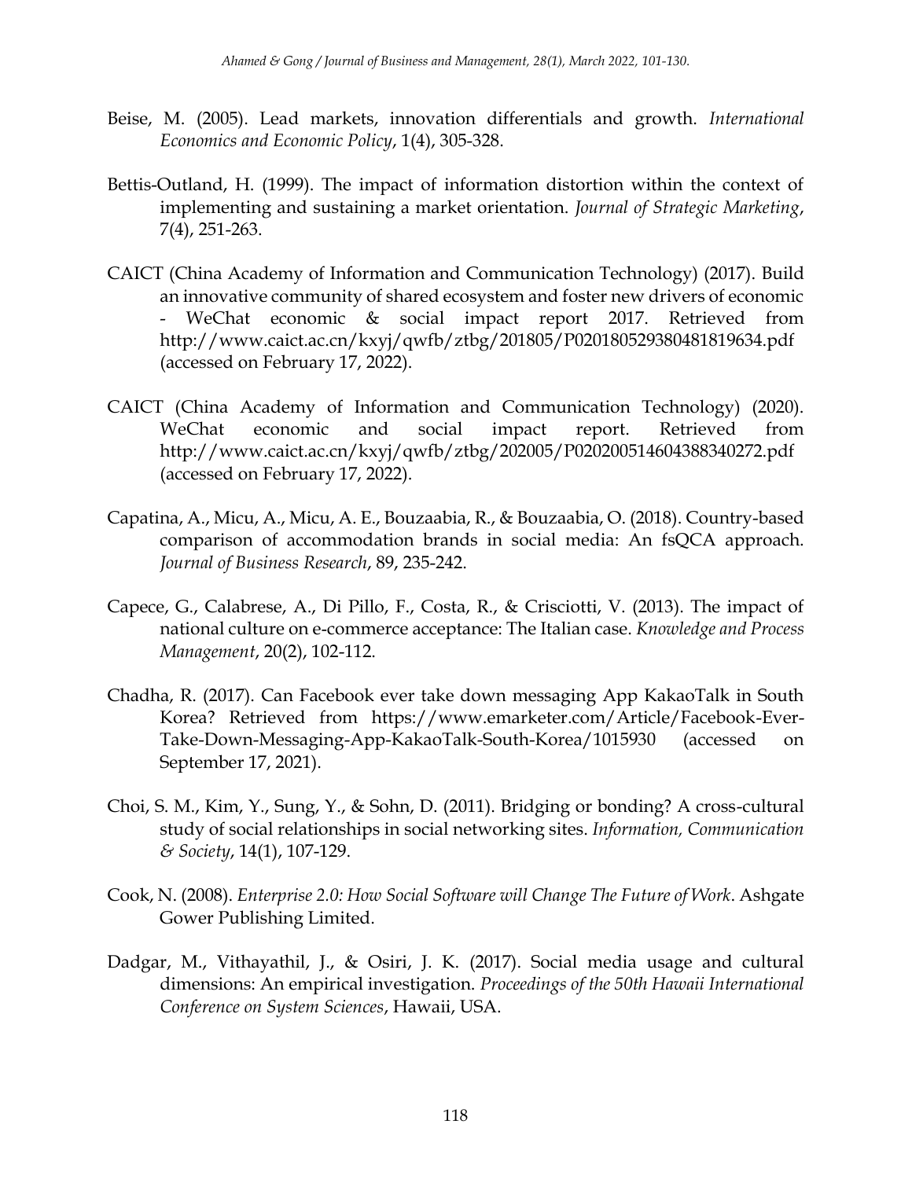Beise, M. (2005). Lead markets, innovation differentials and growth. *International Economics and Economic Policy*, 1(4), 305-328.

Bettis-Outland, H. (1999). The impact of information distortion within the context of implementing and sustaining a market orientation. *Journal of Strategic Marketing*, 7(4), 251-263.

CAICT (China Academy of Information and Communication Technology) (2017). Build an innovative community of shared ecosystem and foster new drivers of economic - WeChat economic & social impact report 2017. Retrieved from http://www.caict.ac.cn/kxyj/qwfb/ztbg/201805/P020180529380481819634.pdf (accessed on February 17, 2022).

CAICT (China Academy of Information and Communication Technology) (2020). WeChat economic and social impact report. Retrieved from http://www.caict.ac.cn/kxyj/qwfb/ztbg/202005/P020200514604388340272.pdf (accessed on February 17, 2022).

Capatina, A., Micu, A., Micu, A. E., Bouzaabia, R., & Bouzaabia, O. (2018). Country-based comparison of accommodation brands in social media: An fsQCA approach. *Journal of Business Research*, 89, 235-242.

Capece, G., Calabrese, A., Di Pillo, F., Costa, R., & Crisciotti, V. (2013). The impact of national culture on e-commerce acceptance: The Italian case. *Knowledge and Process Management*, 20(2), 102-112.

Chadha, R. (2017). Can Facebook ever take down messaging App KakaoTalk in South Korea? Retrieved from https://www.emarketer.com/Article/Facebook-Ever-Take-Down-Messaging-App-KakaoTalk-South-Korea/1015930 (accessed on September 17, 2021).

Choi, S. M., Kim, Y., Sung, Y., & Sohn, D. (2011). Bridging or bonding? A cross-cultural study of social relationships in social networking sites. *Information, Communication & Society*, 14(1), 107-129.

Cook, N. (2008). *Enterprise 2.0: How Social Software will Change The Future of Work*. Ashgate Gower Publishing Limited.

Dadgar, M., Vithayathil, J., & Osiri, J. K. (2017). Social media usage and cultural dimensions: An empirical investigation. *Proceedings of the 50th Hawaii International Conference on System Sciences*, Hawaii, USA.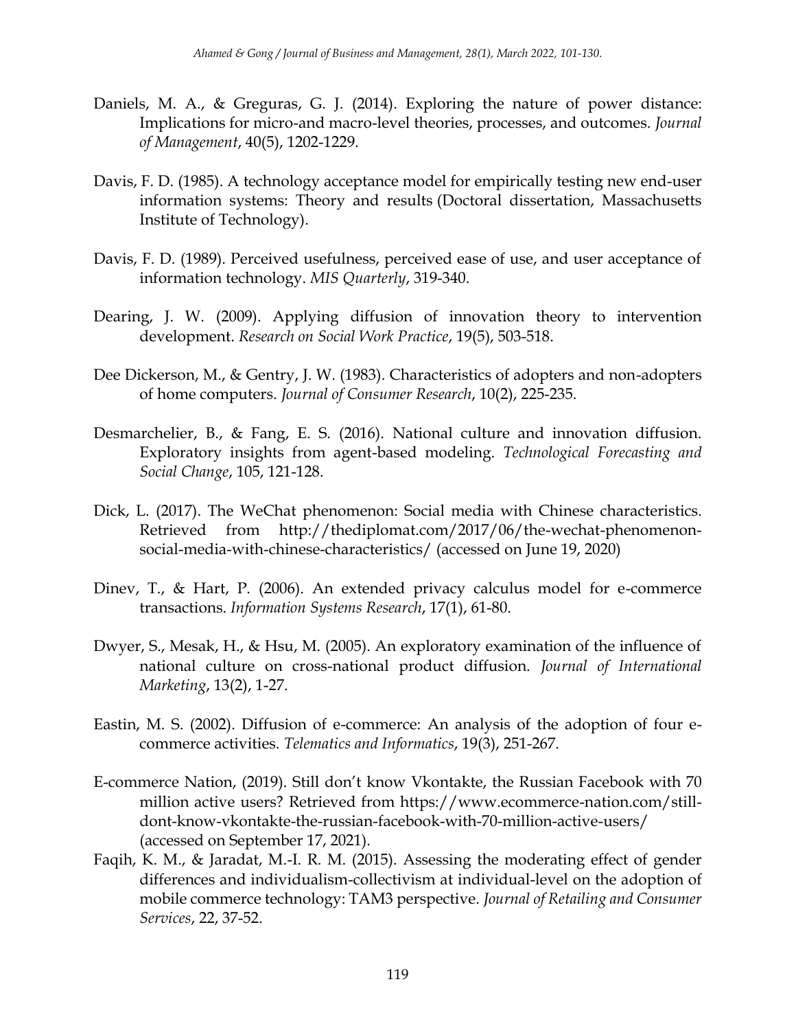Daniels, M. A., & Greguras, G. J. (2014). Exploring the nature of power distance: Implications for micro-and macro-level theories, processes, and outcomes. *Journal of Management*, 40(5), 1202-1229.

Davis, F. D. (1985). A technology acceptance model for empirically testing new end-user information systems: Theory and results (Doctoral dissertation, Massachusetts Institute of Technology).

Davis, F. D. (1989). Perceived usefulness, perceived ease of use, and user acceptance of information technology. *MIS Quarterly*, 319-340.

Dearing, J. W. (2009). Applying diffusion of innovation theory to intervention development. *Research on Social Work Practice*, 19(5), 503-518.

Dee Dickerson, M., & Gentry, J. W. (1983). Characteristics of adopters and non-adopters of home computers. *Journal of Consumer Research*, 10(2), 225-235.

Desmarchelier, B., & Fang, E. S. (2016). National culture and innovation diffusion. Exploratory insights from agent-based modeling. *Technological Forecasting and Social Change*, 105, 121-128.

Dick, L. (2017). The WeChat phenomenon: Social media with Chinese characteristics. Retrieved from http://thediplomat.com/2017/06/the-wechat-phenomenon-social-media-with-chinese-characteristics/ (accessed on June 19, 2020)

Dinev, T., & Hart, P. (2006). An extended privacy calculus model for e-commerce transactions. *Information Systems Research*, 17(1), 61-80.

Dwyer, S., Mesak, H., & Hsu, M. (2005). An exploratory examination of the influence of national culture on cross-national product diffusion. *Journal of International Marketing*, 13(2), 1-27.

Eastin, M. S. (2002). Diffusion of e-commerce: An analysis of the adoption of four e-commerce activities. *Telematics and Informatics*, 19(3), 251-267.

E-commerce Nation, (2019). Still don't know Vkontakte, the Russian Facebook with 70 million active users? Retrieved from https://www.ecommerce-nation.com/still-dont-know-vkontakte-the-russian-facebook-with-70-million-active-users/ (accessed on September 17, 2021).

Faqih, K. M., & Jaradat, M.-I. R. M. (2015). Assessing the moderating effect of gender differences and individualism-collectivism at individual-level on the adoption of mobile commerce technology: TAM3 perspective. *Journal of Retailing and Consumer Services*, 22, 37-52.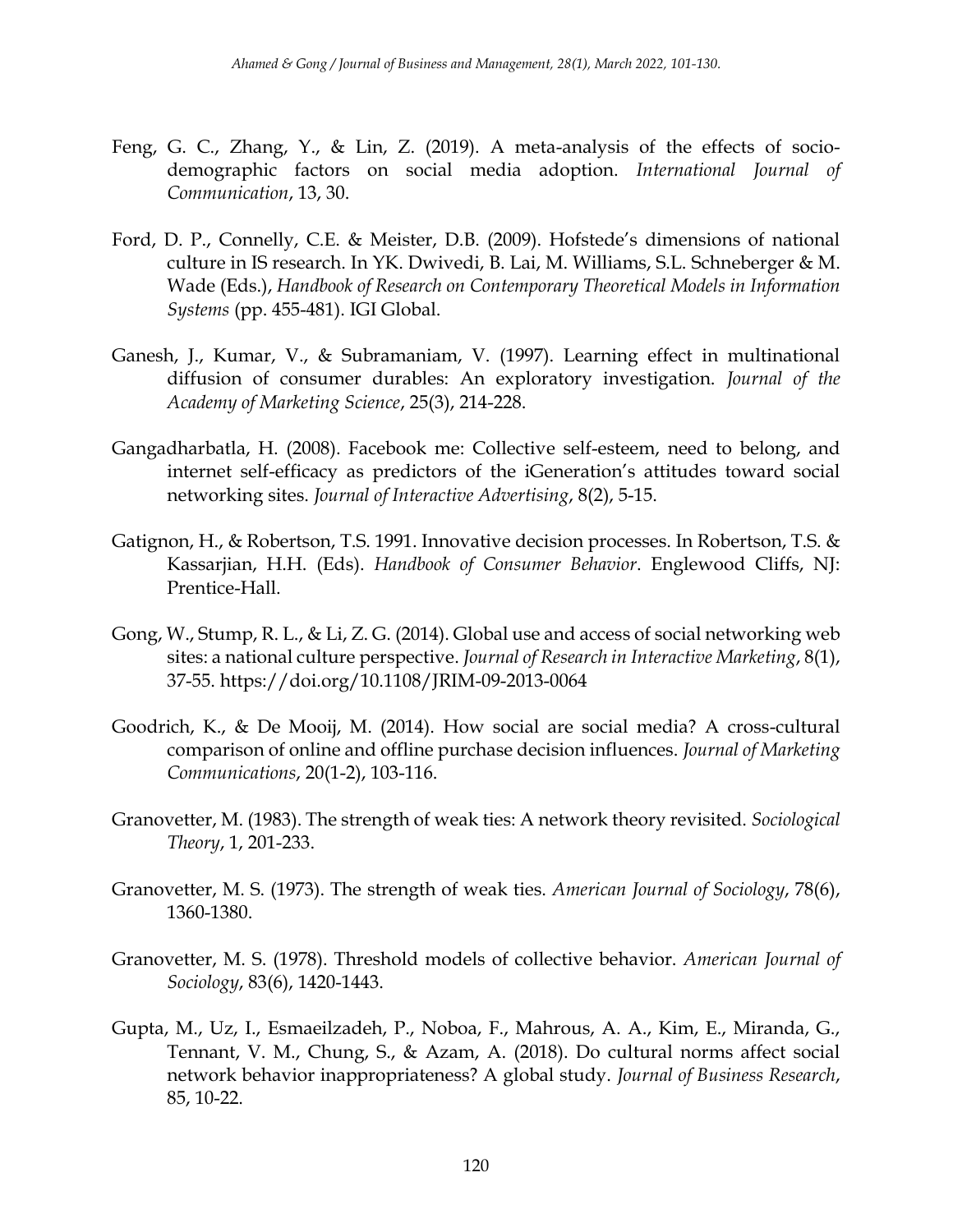Feng, G. C., Zhang, Y., & Lin, Z. (2019). A meta-analysis of the effects of socio-demographic factors on social media adoption. *International Journal of Communication*, 13, 30.

Ford, D. P., Connelly, C.E. & Meister, D.B. (2009). Hofstede's dimensions of national culture in IS research. In YK. Dwivedi, B. Lai, M. Williams, S.L. Schneberger & M. Wade (Eds.), *Handbook of Research on Contemporary Theoretical Models in Information Systems* (pp. 455-481). IGI Global.

Ganesh, J., Kumar, V., & Subramaniam, V. (1997). Learning effect in multinational diffusion of consumer durables: An exploratory investigation. *Journal of the Academy of Marketing Science*, 25(3), 214-228.

Gangadharbatla, H. (2008). Facebook me: Collective self-esteem, need to belong, and internet self-efficacy as predictors of the iGeneration's attitudes toward social networking sites. *Journal of Interactive Advertising*, 8(2), 5-15.

Gatignon, H., & Robertson, T.S. 1991. Innovative decision processes. In Robertson, T.S. & Kassarjian, H.H. (Eds). *Handbook of Consumer Behavior*. Englewood Cliffs, NJ: Prentice-Hall.

Gong, W., Stump, R. L., & Li, Z. G. (2014). Global use and access of social networking web sites: a national culture perspective. *Journal of Research in Interactive Marketing*, 8(1), 37-55. https://doi.org/10.1108/JRIM-09-2013-0064

Goodrich, K., & De Mooij, M. (2014). How social are social media? A cross-cultural comparison of online and offline purchase decision influences. *Journal of Marketing Communications*, 20(1-2), 103-116.

Granovetter, M. (1983). The strength of weak ties: A network theory revisited. *Sociological Theory*, 1, 201-233.

Granovetter, M. S. (1973). The strength of weak ties. *American Journal of Sociology*, 78(6), 1360-1380.

Granovetter, M. S. (1978). Threshold models of collective behavior. *American Journal of Sociology*, 83(6), 1420-1443.

Gupta, M., Uz, I., Esmaeilzadeh, P., Noboa, F., Mahrous, A. A., Kim, E., Miranda, G., Tennant, V. M., Chung, S., & Azam, A. (2018). Do cultural norms affect social network behavior inappropriateness? A global study. *Journal of Business Research*, 85, 10-22.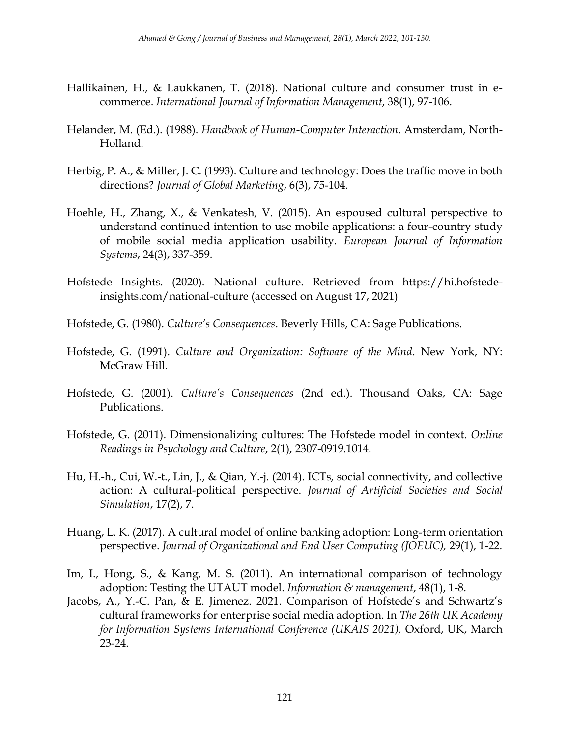Hallikainen, H., & Laukkanen, T. (2018). National culture and consumer trust in e-commerce. *International Journal of Information Management*, 38(1), 97-106.

Helander, M. (Ed.). (1988). *Handbook of Human-Computer Interaction*. Amsterdam, North-Holland.

Herbig, P. A., & Miller, J. C. (1993). Culture and technology: Does the traffic move in both directions? *Journal of Global Marketing*, 6(3), 75-104.

Hoehle, H., Zhang, X., & Venkatesh, V. (2015). An espoused cultural perspective to understand continued intention to use mobile applications: a four-country study of mobile social media application usability. *European Journal of Information Systems*, 24(3), 337-359.

Hofstede Insights. (2020). National culture. Retrieved from https://hi.hofstede-insights.com/national-culture (accessed on August 17, 2021)

Hofstede, G. (1980). *Culture's Consequences*. Beverly Hills, CA: Sage Publications.

Hofstede, G. (1991). *Culture and Organization: Software of the Mind*. New York, NY: McGraw Hill.

Hofstede, G. (2001). *Culture's Consequences* (2nd ed.). Thousand Oaks, CA: Sage Publications.

Hofstede, G. (2011). Dimensionalizing cultures: The Hofstede model in context. *Online Readings in Psychology and Culture*, 2(1), 2307-0919.1014.

Hu, H.-h., Cui, W.-t., Lin, J., & Qian, Y.-j. (2014). ICTs, social connectivity, and collective action: A cultural-political perspective. *Journal of Artificial Societies and Social Simulation*, 17(2), 7.

Huang, L. K. (2017). A cultural model of online banking adoption: Long-term orientation perspective. *Journal of Organizational and End User Computing (JOEUC),* 29(1), 1-22.

Im, I., Hong, S., & Kang, M. S. (2011). An international comparison of technology adoption: Testing the UTAUT model. *Information & management*, 48(1), 1-8.

Jacobs, A., Y.-C. Pan, & E. Jimenez. 2021. Comparison of Hofstede's and Schwartz's cultural frameworks for enterprise social media adoption. In *The 26th UK Academy for Information Systems International Conference (UKAIS 2021),* Oxford, UK, March 23-24.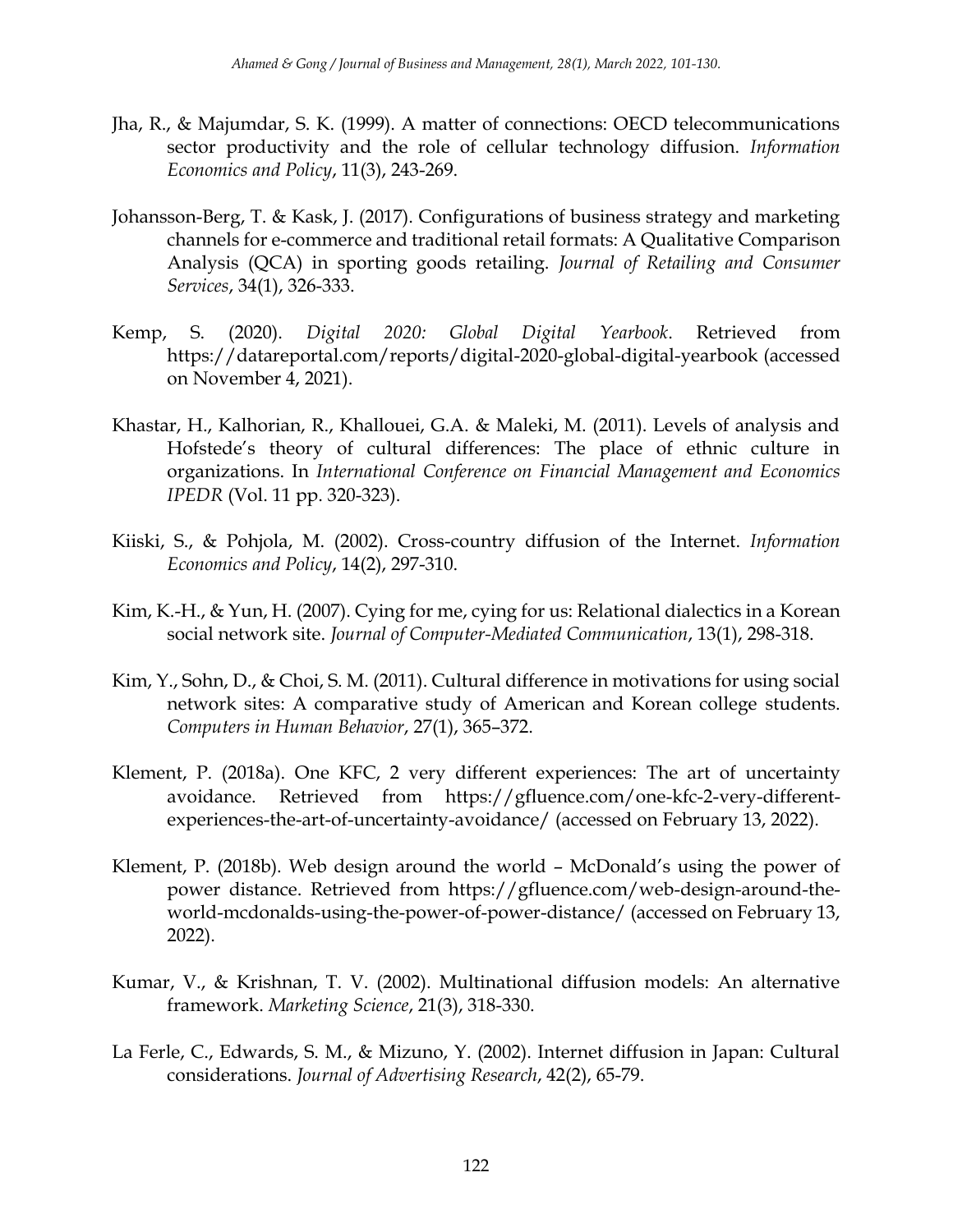Jha, R., & Majumdar, S. K. (1999). A matter of connections: OECD telecommunications sector productivity and the role of cellular technology diffusion. *Information Economics and Policy*, 11(3), 243-269.

Johansson-Berg, T. & Kask, J. (2017). Configurations of business strategy and marketing channels for e-commerce and traditional retail formats: A Qualitative Comparison Analysis (QCA) in sporting goods retailing. *Journal of Retailing and Consumer Services*, 34(1), 326-333.

Kemp, S. (2020). *Digital 2020: Global Digital Yearbook*. Retrieved from https://datareportal.com/reports/digital-2020-global-digital-yearbook (accessed on November 4, 2021).

Khastar, H., Kalhorian, R., Khallouei, G.A. & Maleki, M. (2011). Levels of analysis and Hofstede's theory of cultural differences: The place of ethnic culture in organizations. In *International Conference on Financial Management and Economics IPEDR* (Vol. 11 pp. 320-323).

Kiiski, S., & Pohjola, M. (2002). Cross-country diffusion of the Internet. *Information Economics and Policy*, 14(2), 297-310.

Kim, K.-H., & Yun, H. (2007). Cying for me, cying for us: Relational dialectics in a Korean social network site. *Journal of Computer-Mediated Communication*, 13(1), 298-318.

Kim, Y., Sohn, D., & Choi, S. M. (2011). Cultural difference in motivations for using social network sites: A comparative study of American and Korean college students. *Computers in Human Behavior*, 27(1), 365–372.

Klement, P. (2018a). One KFC, 2 very different experiences: The art of uncertainty avoidance. Retrieved from https://gfluence.com/one-kfc-2-very-different-experiences-the-art-of-uncertainty-avoidance/ (accessed on February 13, 2022).

Klement, P. (2018b). Web design around the world – McDonald's using the power of power distance. Retrieved from https://gfluence.com/web-design-around-the-world-mcdonalds-using-the-power-of-power-distance/ (accessed on February 13, 2022).

Kumar, V., & Krishnan, T. V. (2002). Multinational diffusion models: An alternative framework. *Marketing Science*, 21(3), 318-330.

La Ferle, C., Edwards, S. M., & Mizuno, Y. (2002). Internet diffusion in Japan: Cultural considerations. *Journal of Advertising Research*, 42(2), 65-79.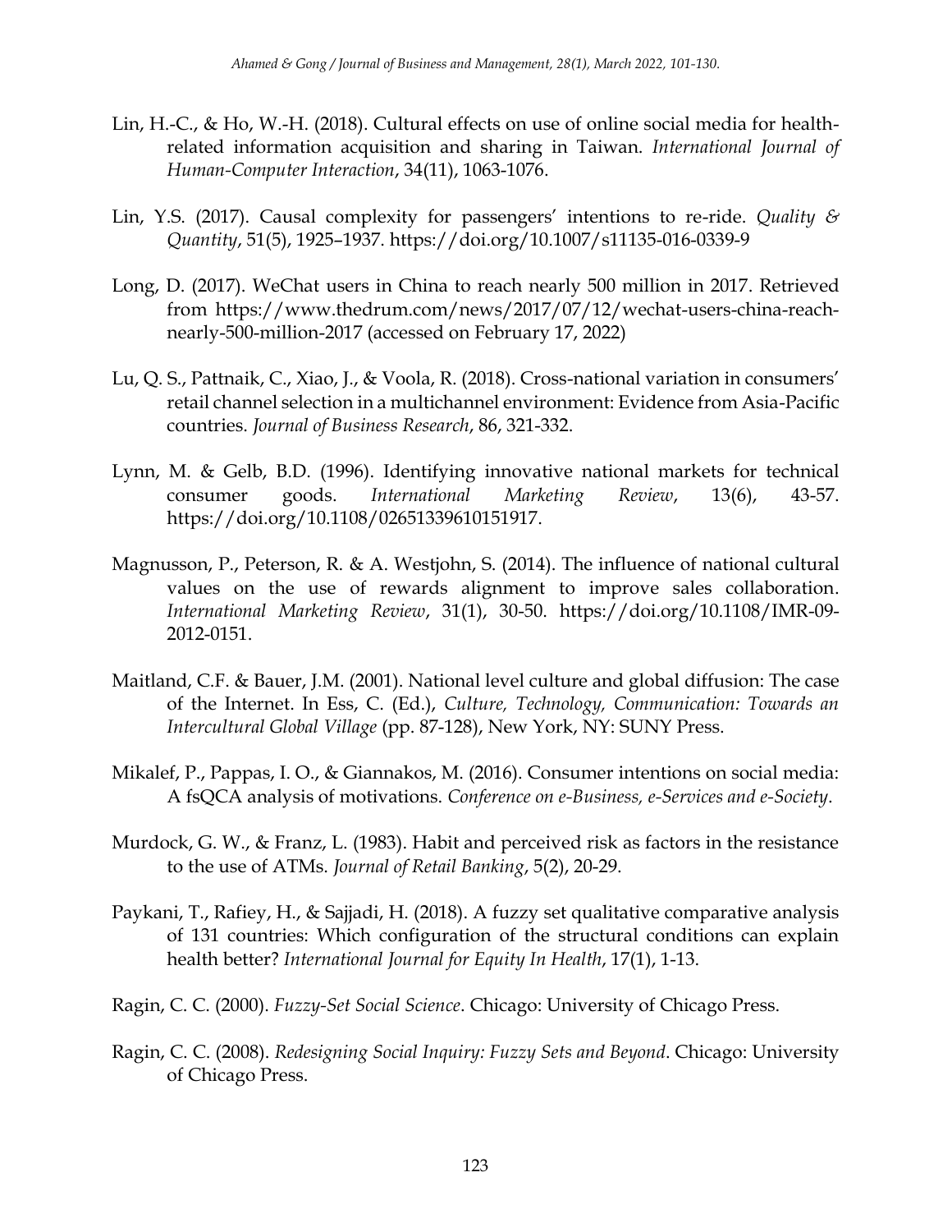Lin, H.-C., & Ho, W.-H. (2018). Cultural effects on use of online social media for health-related information acquisition and sharing in Taiwan. *International Journal of Human-Computer Interaction*, 34(11), 1063-1076.

Lin, Y.S. (2017). Causal complexity for passengers' intentions to re-ride. *Quality & Quantity*, 51(5), 1925–1937. https://doi.org/10.1007/s11135-016-0339-9

Long, D. (2017). WeChat users in China to reach nearly 500 million in 2017. Retrieved from https://www.thedrum.com/news/2017/07/12/wechat-users-china-reach-nearly-500-million-2017 (accessed on February 17, 2022)

Lu, Q. S., Pattnaik, C., Xiao, J., & Voola, R. (2018). Cross-national variation in consumers' retail channel selection in a multichannel environment: Evidence from Asia-Pacific countries. *Journal of Business Research*, 86, 321-332.

Lynn, M. & Gelb, B.D. (1996). Identifying innovative national markets for technical consumer goods. *International Marketing Review*, 13(6), 43-57. https://doi.org/10.1108/02651339610151917.

Magnusson, P., Peterson, R. & A. Westjohn, S. (2014). The influence of national cultural values on the use of rewards alignment to improve sales collaboration. *International Marketing Review*, 31(1), 30-50. https://doi.org/10.1108/IMR-09-2012-0151.

Maitland, C.F. & Bauer, J.M. (2001). National level culture and global diffusion: The case of the Internet. In Ess, C. (Ed.), *Culture, Technology, Communication: Towards an Intercultural Global Village* (pp. 87-128), New York, NY: SUNY Press.

Mikalef, P., Pappas, I. O., & Giannakos, M. (2016). Consumer intentions on social media: A fsQCA analysis of motivations. *Conference on e-Business, e-Services and e-Society*.

Murdock, G. W., & Franz, L. (1983). Habit and perceived risk as factors in the resistance to the use of ATMs. *Journal of Retail Banking*, 5(2), 20-29.

Paykani, T., Rafiey, H., & Sajjadi, H. (2018). A fuzzy set qualitative comparative analysis of 131 countries: Which configuration of the structural conditions can explain health better? *International Journal for Equity In Health*, 17(1), 1-13.

Ragin, C. C. (2000). *Fuzzy-Set Social Science*. Chicago: University of Chicago Press.

Ragin, C. C. (2008). *Redesigning Social Inquiry: Fuzzy Sets and Beyond*. Chicago: University of Chicago Press.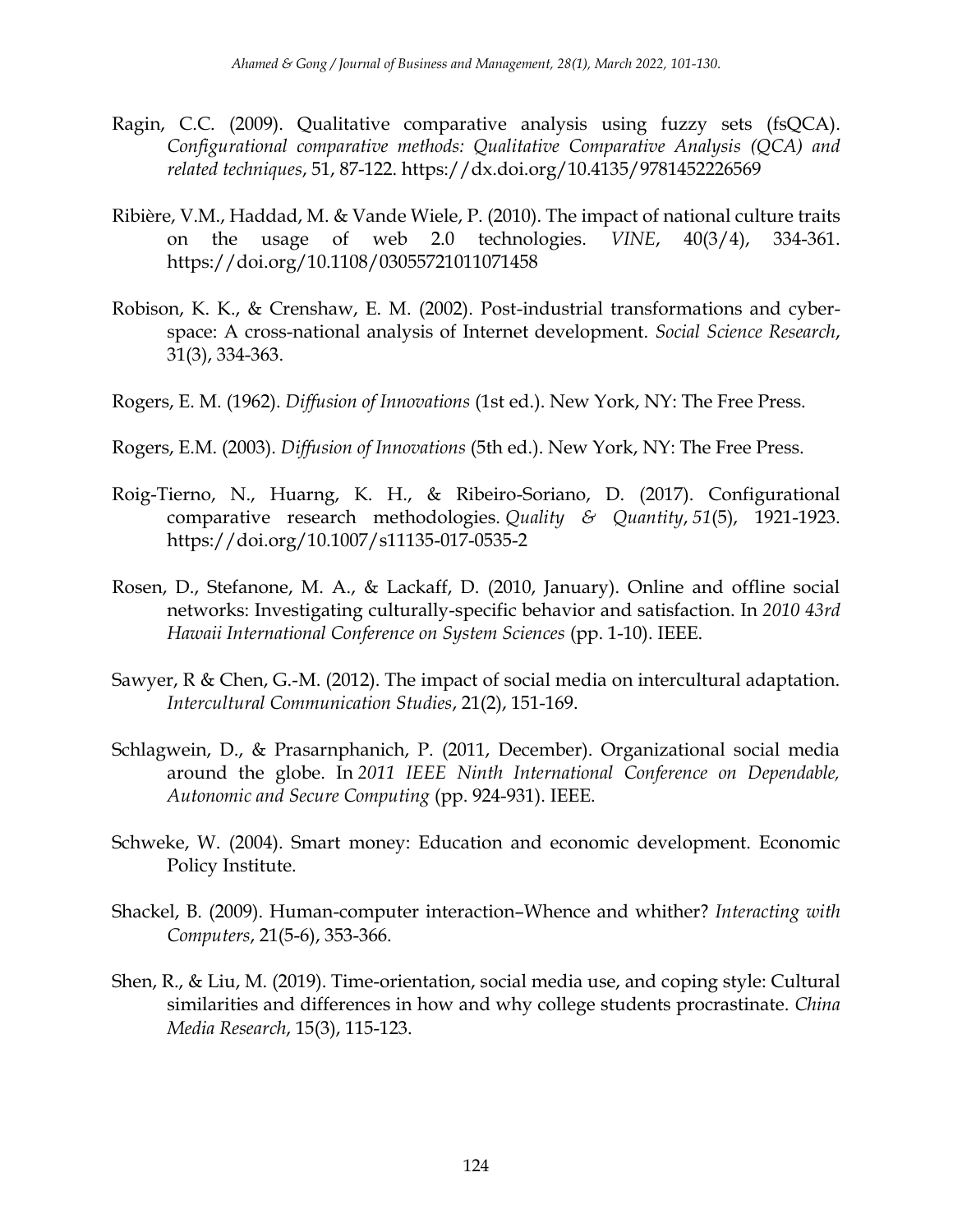Ragin, C.C. (2009). Qualitative comparative analysis using fuzzy sets (fsQCA). *Configurational comparative methods: Qualitative Comparative Analysis (QCA) and related techniques*, 51, 87-122. https://dx.doi.org/10.4135/9781452226569

Ribière, V.M., Haddad, M. & Vande Wiele, P. (2010). The impact of national culture traits on the usage of web 2.0 technologies. *VINE*, 40(3/4), 334-361. https://doi.org/10.1108/03055721011071458

Robison, K. K., & Crenshaw, E. M. (2002). Post-industrial transformations and cyber-space: A cross-national analysis of Internet development. *Social Science Research*, 31(3), 334-363.

Rogers, E. M. (1962). *Diffusion of Innovations* (1st ed.). New York, NY: The Free Press.

Rogers, E.M. (2003). *Diffusion of Innovations* (5th ed.). New York, NY: The Free Press.

Roig-Tierno, N., Huarng, K. H., & Ribeiro-Soriano, D. (2017). Configurational comparative research methodologies. *Quality & Quantity*, *51*(5), 1921-1923. https://doi.org/10.1007/s11135-017-0535-2

Rosen, D., Stefanone, M. A., & Lackaff, D. (2010, January). Online and offline social networks: Investigating culturally-specific behavior and satisfaction. In *2010 43rd Hawaii International Conference on System Sciences* (pp. 1-10). IEEE.

Sawyer, R & Chen, G.-M. (2012). The impact of social media on intercultural adaptation. *Intercultural Communication Studies*, 21(2), 151-169.

Schlagwein, D., & Prasarnphanich, P. (2011, December). Organizational social media around the globe. In *2011 IEEE Ninth International Conference on Dependable, Autonomic and Secure Computing* (pp. 924-931). IEEE.

Schweke, W. (2004). Smart money: Education and economic development. Economic Policy Institute.

Shackel, B. (2009). Human-computer interaction–Whence and whither? *Interacting with Computers*, 21(5-6), 353-366.

Shen, R., & Liu, M. (2019). Time-orientation, social media use, and coping style: Cultural similarities and differences in how and why college students procrastinate. *China Media Research*, 15(3), 115-123.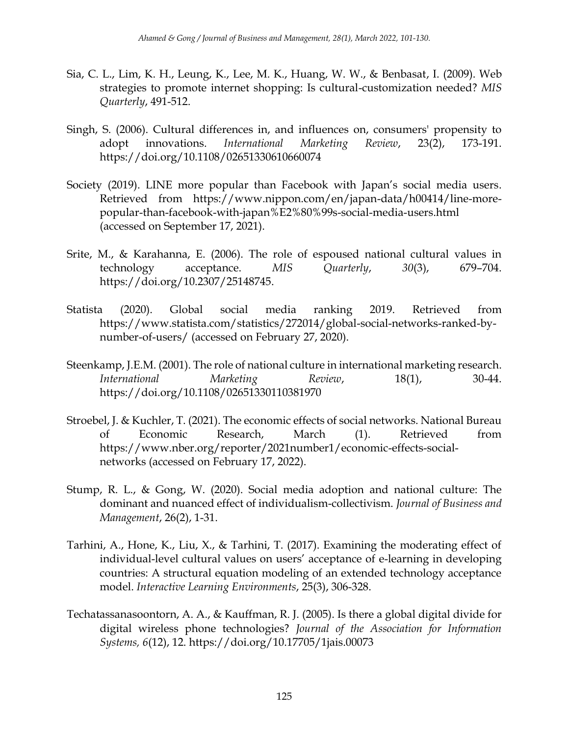Sia, C. L., Lim, K. H., Leung, K., Lee, M. K., Huang, W. W., & Benbasat, I. (2009). Web strategies to promote internet shopping: Is cultural-customization needed? *MIS Quarterly*, 491-512.

Singh, S. (2006). Cultural differences in, and influences on, consumers' propensity to adopt innovations. *International Marketing Review*, 23(2), 173-191. https://doi.org/10.1108/02651330610660074

Society (2019). LINE more popular than Facebook with Japan's social media users. Retrieved from https://www.nippon.com/en/japan-data/h00414/line-more-popular-than-facebook-with-japan%E2%80%99s-social-media-users.html (accessed on September 17, 2021).

Srite, M., & Karahanna, E. (2006). The role of espoused national cultural values in technology acceptance. *MIS Quarterly*, *30*(3), 679–704. https://doi.org/10.2307/25148745.

Statista (2020). Global social media ranking 2019. Retrieved from https://www.statista.com/statistics/272014/global-social-networks-ranked-by-number-of-users/ (accessed on February 27, 2020).

Steenkamp, J.E.M. (2001). The role of national culture in international marketing research. *International Marketing Review*, 18(1), 30-44. https://doi.org/10.1108/02651330110381970

Stroebel, J. & Kuchler, T. (2021). The economic effects of social networks. National Bureau of Economic Research, March (1). Retrieved from https://www.nber.org/reporter/2021number1/economic-effects-social-networks (accessed on February 17, 2022).

Stump, R. L., & Gong, W. (2020). Social media adoption and national culture: The dominant and nuanced effect of individualism-collectivism. *Journal of Business and Management*, 26(2), 1-31.

Tarhini, A., Hone, K., Liu, X., & Tarhini, T. (2017). Examining the moderating effect of individual-level cultural values on users' acceptance of e-learning in developing countries: A structural equation modeling of an extended technology acceptance model. *Interactive Learning Environments*, 25(3), 306-328.

Techatassanasoontorn, A. A., & Kauffman, R. J. (2005). Is there a global digital divide for digital wireless phone technologies? *Journal of the Association for Information Systems, 6*(12), 12. https://doi.org/10.17705/1jais.00073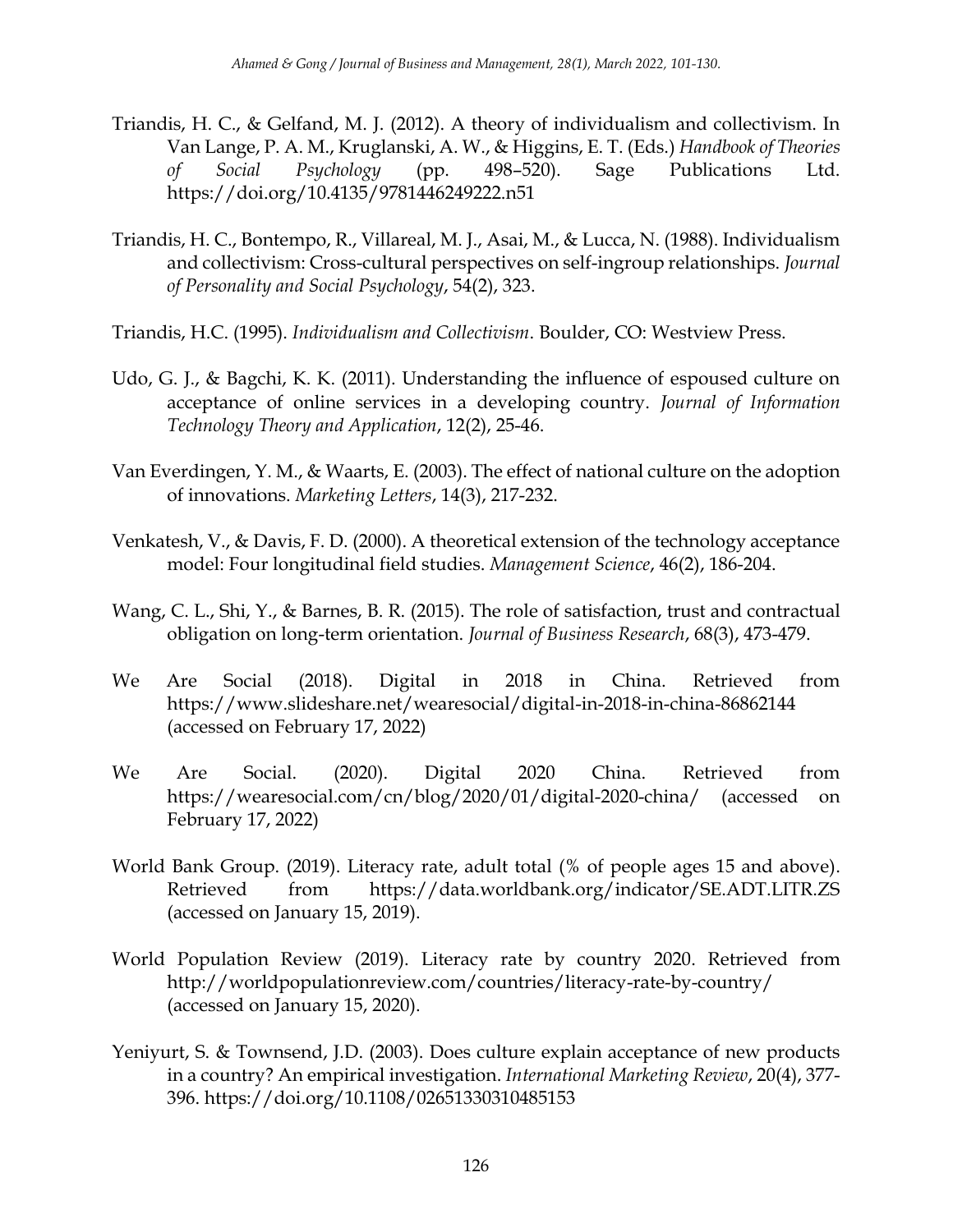Triandis, H. C., & Gelfand, M. J. (2012). A theory of individualism and collectivism. In Van Lange, P. A. M., Kruglanski, A. W., & Higgins, E. T. (Eds.) *Handbook of Theories of Social Psychology* (pp. 498–520). Sage Publications Ltd. https://doi.org/10.4135/9781446249222.n51

Triandis, H. C., Bontempo, R., Villareal, M. J., Asai, M., & Lucca, N. (1988). Individualism and collectivism: Cross-cultural perspectives on self-ingroup relationships. *Journal of Personality and Social Psychology*, 54(2), 323.

Triandis, H.C. (1995). *Individualism and Collectivism*. Boulder, CO: Westview Press.

Udo, G. J., & Bagchi, K. K. (2011). Understanding the influence of espoused culture on acceptance of online services in a developing country. *Journal of Information Technology Theory and Application*, 12(2), 25-46.

Van Everdingen, Y. M., & Waarts, E. (2003). The effect of national culture on the adoption of innovations. *Marketing Letters*, 14(3), 217-232.

Venkatesh, V., & Davis, F. D. (2000). A theoretical extension of the technology acceptance model: Four longitudinal field studies. *Management Science*, 46(2), 186-204.

Wang, C. L., Shi, Y., & Barnes, B. R. (2015). The role of satisfaction, trust and contractual obligation on long-term orientation. *Journal of Business Research*, 68(3), 473-479.

We Are Social (2018). Digital in 2018 in China. Retrieved from https://www.slideshare.net/wearesocial/digital-in-2018-in-china-86862144 (accessed on February 17, 2022)

We Are Social. (2020). Digital 2020 China. Retrieved from https://wearesocial.com/cn/blog/2020/01/digital-2020-china/ (accessed on February 17, 2022)

World Bank Group. (2019). Literacy rate, adult total (% of people ages 15 and above). Retrieved from https://data.worldbank.org/indicator/SE.ADT.LITR.ZS (accessed on January 15, 2019).

World Population Review (2019). Literacy rate by country 2020. Retrieved from http://worldpopulationreview.com/countries/literacy-rate-by-country/ (accessed on January 15, 2020).

Yeniyurt, S. & Townsend, J.D. (2003). Does culture explain acceptance of new products in a country? An empirical investigation. *International Marketing Review*, 20(4), 377-396. https://doi.org/10.1108/02651330310485153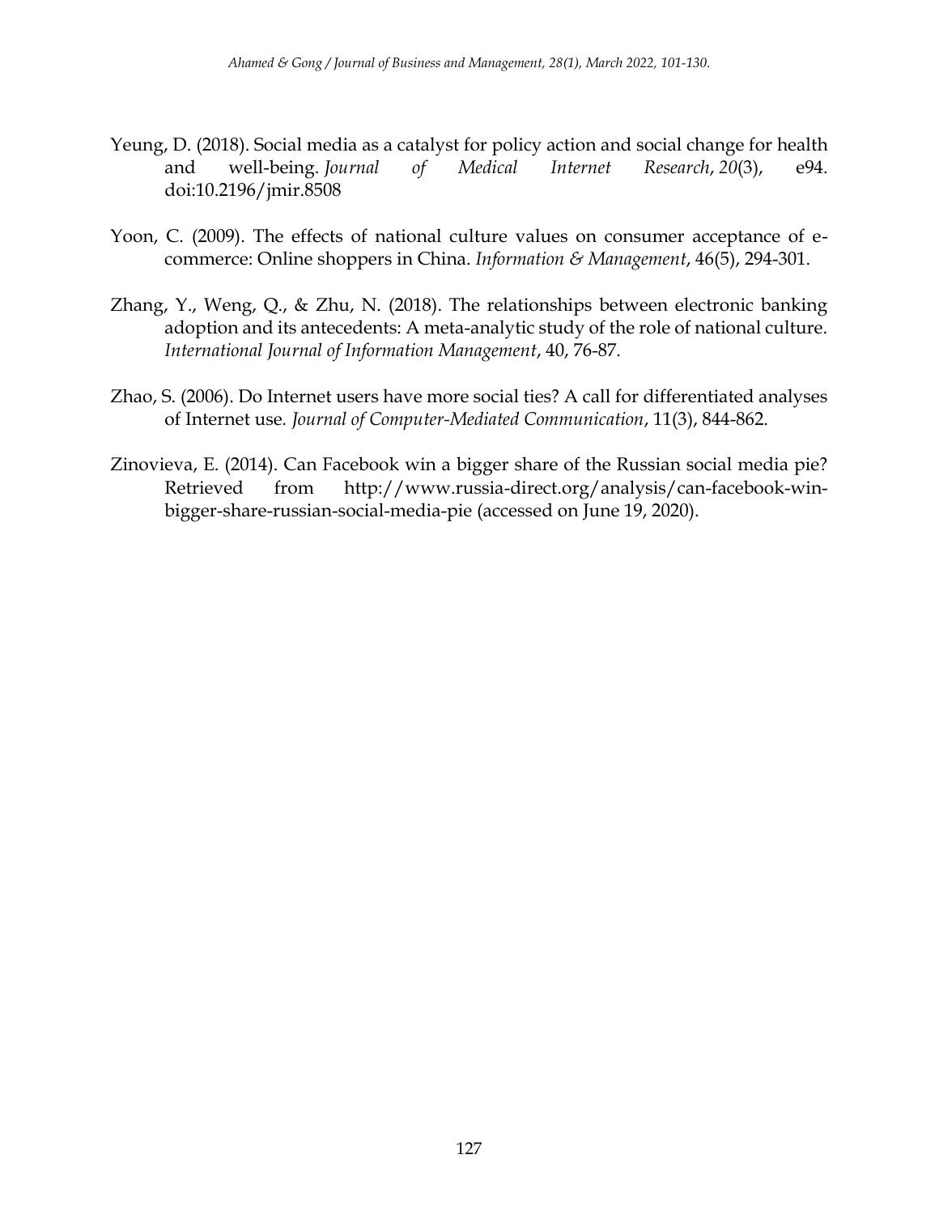Yeung, D. (2018). Social media as a catalyst for policy action and social change for health and well-being. *Journal of Medical Internet Research*, *20*(3), e94. doi:10.2196/jmir.8508

Yoon, C. (2009). The effects of national culture values on consumer acceptance of e-commerce: Online shoppers in China. *Information & Management*, 46(5), 294-301.

Zhang, Y., Weng, Q., & Zhu, N. (2018). The relationships between electronic banking adoption and its antecedents: A meta-analytic study of the role of national culture. *International Journal of Information Management*, 40, 76-87.

Zhao, S. (2006). Do Internet users have more social ties? A call for differentiated analyses of Internet use. *Journal of Computer-Mediated Communication*, 11(3), 844-862.

Zinovieva, E. (2014). Can Facebook win a bigger share of the Russian social media pie? Retrieved from http://www.russia-direct.org/analysis/can-facebook-win-bigger-share-russian-social-media-pie (accessed on June 19, 2020).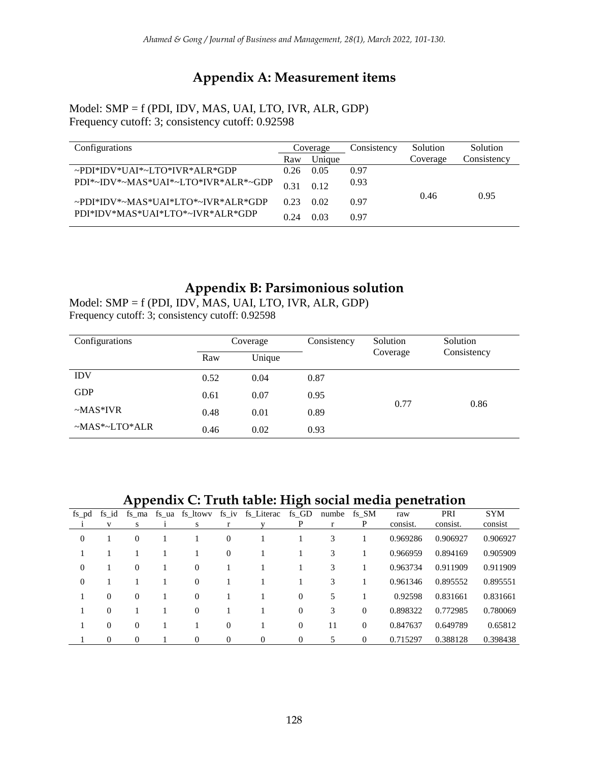## Appendix A: Measurement items

Model: SMP = f (PDI, IDV, MAS, UAI, LTO, IVR, ALR, GDP)
Frequency cutoff: 3; consistency cutoff: 0.92598

| Configurations | Coverage | | Consistency | Solution Coverage | Solution Consistency |
|---|---|---|---|---|---|
| | Raw | Unique | | | |
| ~PDI*IDV*UAI*~LTO*IVR*ALR*GDP | 0.26 | 0.05 | 0.97 | 0.46 | 0.95 |
| PDI*~IDV*~MAS*UAI*~LTO*IVR*ALR*~GDP | 0.31 | 0.12 | 0.93 | | |
| ~PDI*IDV*~MAS*UAI*LTO*~IVR*ALR*GDP | 0.23 | 0.02 | 0.97 | | |
| PDI*IDV*MAS*UAI*LTO*~IVR*ALR*GDP | 0.24 | 0.03 | 0.97 | | |

## Appendix B: Parsimonious solution

Model: SMP = f (PDI, IDV, MAS, UAI, LTO, IVR, ALR, GDP)
Frequency cutoff: 3; consistency cutoff: 0.92598

| Configurations | Coverage | | Consistency | Solution Coverage | Solution Consistency |
|---|---|---|---|---|---|
| | Raw | Unique | | | |
| IDV | 0.52 | 0.04 | 0.87 | 0.77 | 0.86 |
| GDP | 0.61 | 0.07 | 0.95 | | |
| ~MAS*IVR | 0.48 | 0.01 | 0.89 | | |
| ~MAS*~LTO*ALR | 0.46 | 0.02 | 0.93 | | |

## Appendix C: Truth table: High social media penetration

| fs_pdi | fs_idv | fs_mas | fs_uai | fs_ltowvs | fs_ivr | fs_Literacy | fs_GDP | number | fs_SMP | raw consist. | PRI consist. | SYM consist |
|---|---|---|---|---|---|---|---|---|---|---|---|---|
| 0 | 1 | 0 | 1 | 1 | 0 | 1 | 1 | 3 | 1 | 0.969286 | 0.906927 | 0.906927 |
| 1 | 1 | 1 | 1 | 1 | 0 | 1 | 1 | 3 | 1 | 0.966959 | 0.894169 | 0.905909 |
| 0 | 1 | 0 | 1 | 0 | 1 | 1 | 1 | 3 | 1 | 0.963734 | 0.911909 | 0.911909 |
| 0 | 1 | 1 | 1 | 0 | 1 | 1 | 1 | 3 | 1 | 0.961346 | 0.895552 | 0.895551 |
| 1 | 0 | 0 | 1 | 0 | 1 | 1 | 0 | 5 | 1 | 0.92598 | 0.831661 | 0.831661 |
| 1 | 0 | 1 | 1 | 0 | 1 | 1 | 0 | 3 | 0 | 0.898322 | 0.772985 | 0.780069 |
| 1 | 0 | 0 | 1 | 1 | 0 | 1 | 0 | 11 | 0 | 0.847637 | 0.649789 | 0.65812 |
| 1 | 0 | 0 | 1 | 0 | 0 | 0 | 0 | 5 | 0 | 0.715297 | 0.388128 | 0.398438 |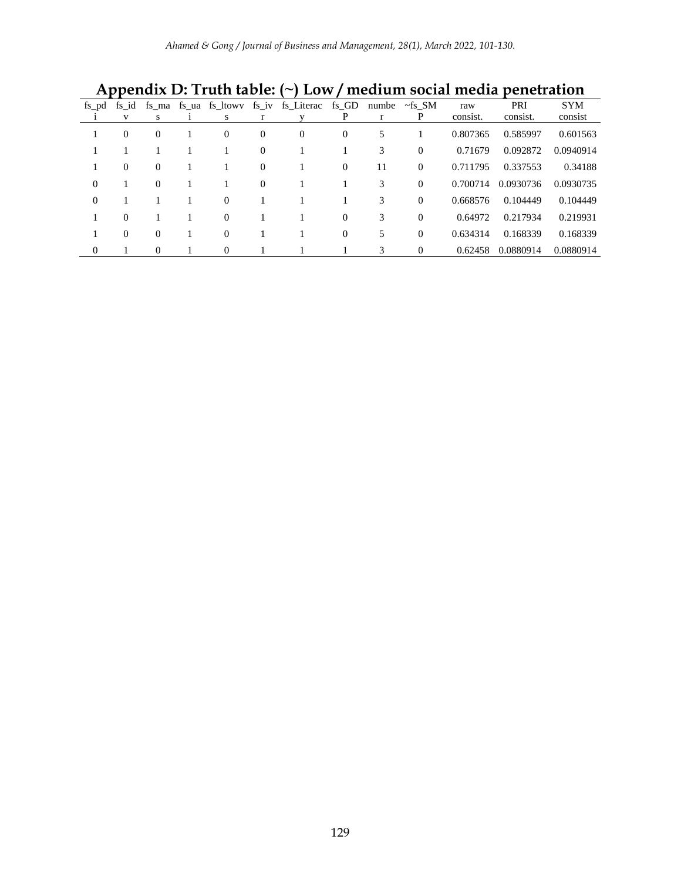## Appendix D: Truth table: (~) Low / medium social media penetration

| fs_pdi | fs_idv | fs_mas | fs_uai | fs_ltowvs | fs_ivr | fs_Literacy | fs_GDP | number | ~fs_SMP | raw consist. | PRI consist. | SYM consist |
|---|---|---|---|---|---|---|---|---|---|---|---|---|
| 1 | 0 | 0 | 1 | 0 | 0 | 0 | 0 | 5 | 1 | 0.807365 | 0.585997 | 0.601563 |
| 1 | 1 | 1 | 1 | 1 | 0 | 1 | 1 | 3 | 0 | 0.71679 | 0.092872 | 0.0940914 |
| 1 | 0 | 0 | 1 | 1 | 0 | 1 | 0 | 11 | 0 | 0.711795 | 0.337553 | 0.34188 |
| 0 | 1 | 0 | 1 | 1 | 0 | 1 | 1 | 3 | 0 | 0.700714 | 0.0930736 | 0.0930735 |
| 0 | 1 | 1 | 1 | 0 | 1 | 1 | 1 | 3 | 0 | 0.668576 | 0.104449 | 0.104449 |
| 1 | 0 | 1 | 1 | 0 | 1 | 1 | 0 | 3 | 0 | 0.64972 | 0.217934 | 0.219931 |
| 1 | 0 | 0 | 1 | 0 | 1 | 1 | 0 | 5 | 0 | 0.634314 | 0.168339 | 0.168339 |
| 0 | 1 | 0 | 1 | 0 | 1 | 1 | 1 | 3 | 0 | 0.62458 | 0.0880914 | 0.0880914 |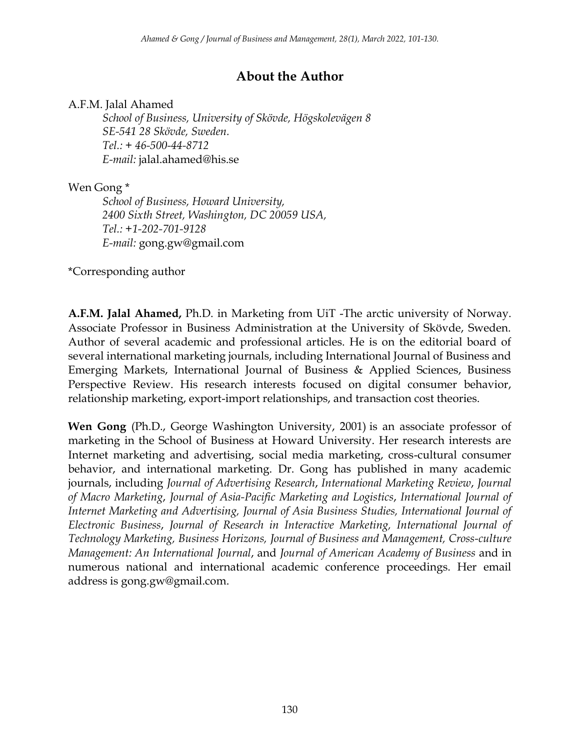## About the Author

A.F.M. Jalal Ahamed

*School of Business, University of Skövde, Högskolevägen 8*
*SE-541 28 Skövde, Sweden.*
*Tel.: + 46-500-44-8712*
*E-mail:* jalal.ahamed@his.se

Wen Gong *

*School of Business, Howard University,*
*2400 Sixth Street, Washington, DC 20059 USA,*
*Tel.: +1-202-701-9128*
*E-mail:* gong.gw@gmail.com

*Corresponding author

**A.F.M. Jalal Ahamed,** Ph.D. in Marketing from UiT -The arctic university of Norway. Associate Professor in Business Administration at the University of Skövde, Sweden. Author of several academic and professional articles. He is on the editorial board of several international marketing journals, including International Journal of Business and Emerging Markets, International Journal of Business & Applied Sciences, Business Perspective Review. His research interests focused on digital consumer behavior, relationship marketing, export-import relationships, and transaction cost theories.

**Wen Gong** (Ph.D., George Washington University, 2001) is an associate professor of marketing in the School of Business at Howard University. Her research interests are Internet marketing and advertising, social media marketing, cross-cultural consumer behavior, and international marketing. Dr. Gong has published in many academic journals, including *Journal of Advertising Research*, *International Marketing Review*, *Journal of Macro Marketing*, *Journal of Asia-Pacific Marketing and Logistics*, *International Journal of Internet Marketing and Advertising, Journal of Asia Business Studies, International Journal of Electronic Business*, *Journal of Research in Interactive Marketing, International Journal of Technology Marketing, Business Horizons, Journal of Business and Management, Cross-culture Management: An International Journal*, and *Journal of American Academy of Business* and in numerous national and international academic conference proceedings. Her email address is gong.gw@gmail.com.